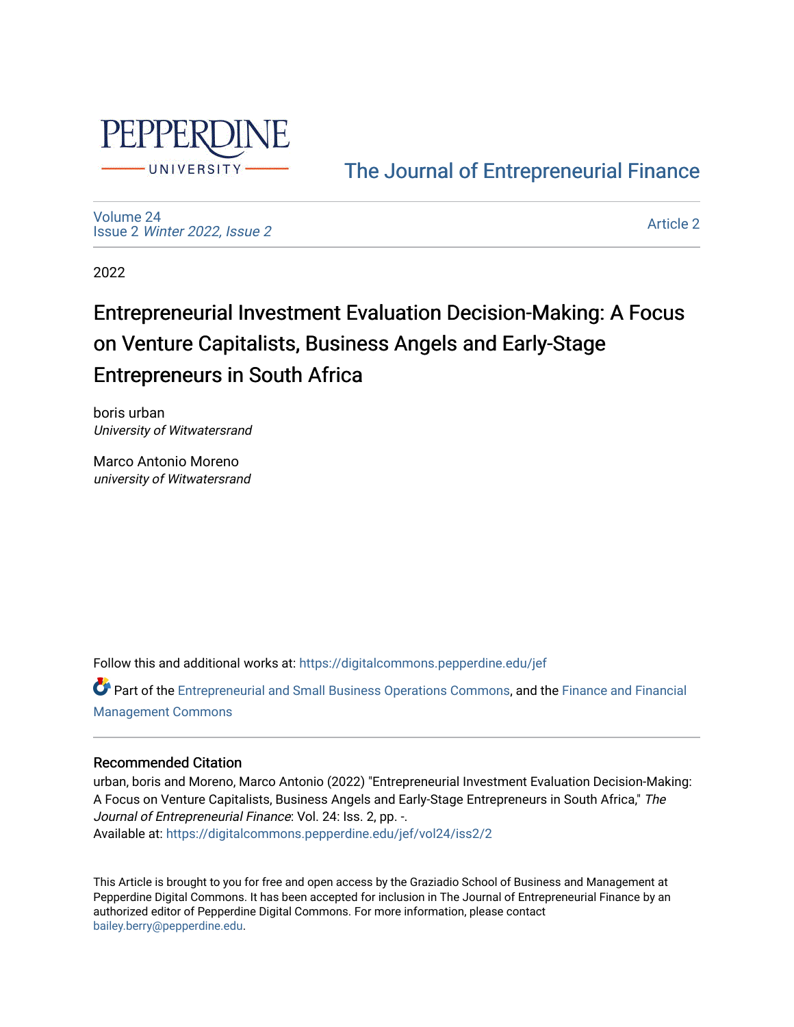Pepperdine University

The Journal of Entrepreneurial Finance

Volume 24
Issue 2 *Winter 2022, Issue 2*

Article 2

2022

# Entrepreneurial Investment Evaluation Decision-Making: A Focus on Venture Capitalists, Business Angels and Early-Stage Entrepreneurs in South Africa

boris urban
*University of Witwatersrand*

Marco Antonio Moreno
*university of Witwatersrand*

Follow this and additional works at: https://digitalcommons.pepperdine.edu/jef

Part of the Entrepreneurial and Small Business Operations Commons, and the Finance and Financial Management Commons

## Recommended Citation

urban, boris and Moreno, Marco Antonio (2022) "Entrepreneurial Investment Evaluation Decision-Making: A Focus on Venture Capitalists, Business Angels and Early-Stage Entrepreneurs in South Africa," *The Journal of Entrepreneurial Finance*: Vol. 24: Iss. 2, pp. -.
Available at: https://digitalcommons.pepperdine.edu/jef/vol24/iss2/2

This Article is brought to you for free and open access by the Graziadio School of Business and Management at Pepperdine Digital Commons. It has been accepted for inclusion in The Journal of Entrepreneurial Finance by an authorized editor of Pepperdine Digital Commons. For more information, please contact bailey.berry@pepperdine.edu.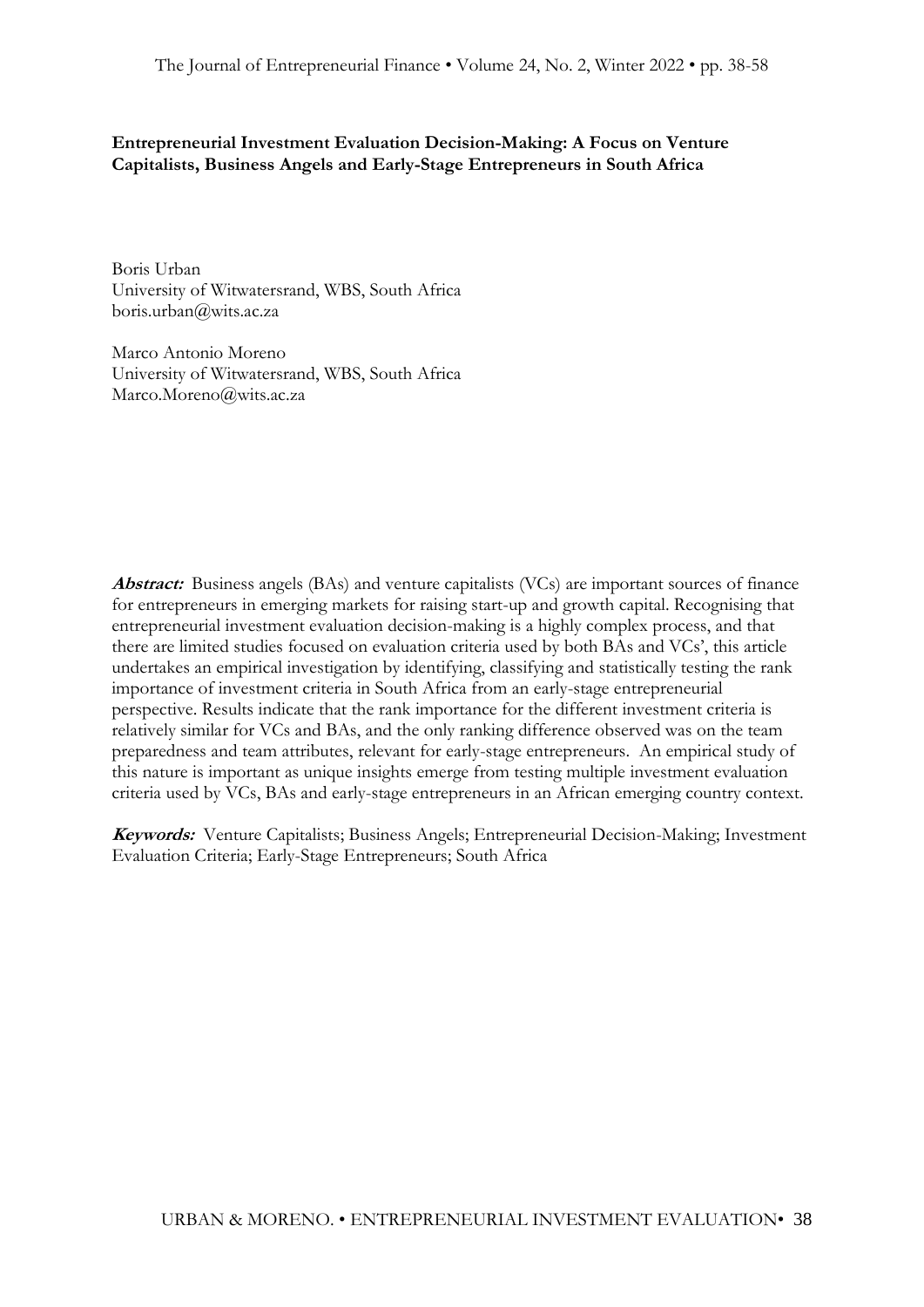**Entrepreneurial Investment Evaluation Decision-Making: A Focus on Venture Capitalists, Business Angels and Early-Stage Entrepreneurs in South Africa**

Boris Urban
University of Witwatersrand, WBS, South Africa
boris.urban@wits.ac.za

Marco Antonio Moreno
University of Witwatersrand, WBS, South Africa
Marco.Moreno@wits.ac.za

***Abstract:*** Business angels (BAs) and venture capitalists (VCs) are important sources of finance for entrepreneurs in emerging markets for raising start-up and growth capital. Recognising that entrepreneurial investment evaluation decision-making is a highly complex process, and that there are limited studies focused on evaluation criteria used by both BAs and VCs', this article undertakes an empirical investigation by identifying, classifying and statistically testing the rank importance of investment criteria in South Africa from an early-stage entrepreneurial perspective. Results indicate that the rank importance for the different investment criteria is relatively similar for VCs and BAs, and the only ranking difference observed was on the team preparedness and team attributes, relevant for early-stage entrepreneurs. An empirical study of this nature is important as unique insights emerge from testing multiple investment evaluation criteria used by VCs, BAs and early-stage entrepreneurs in an African emerging country context.

***Keywords:*** Venture Capitalists; Business Angels; Entrepreneurial Decision-Making; Investment Evaluation Criteria; Early-Stage Entrepreneurs; South Africa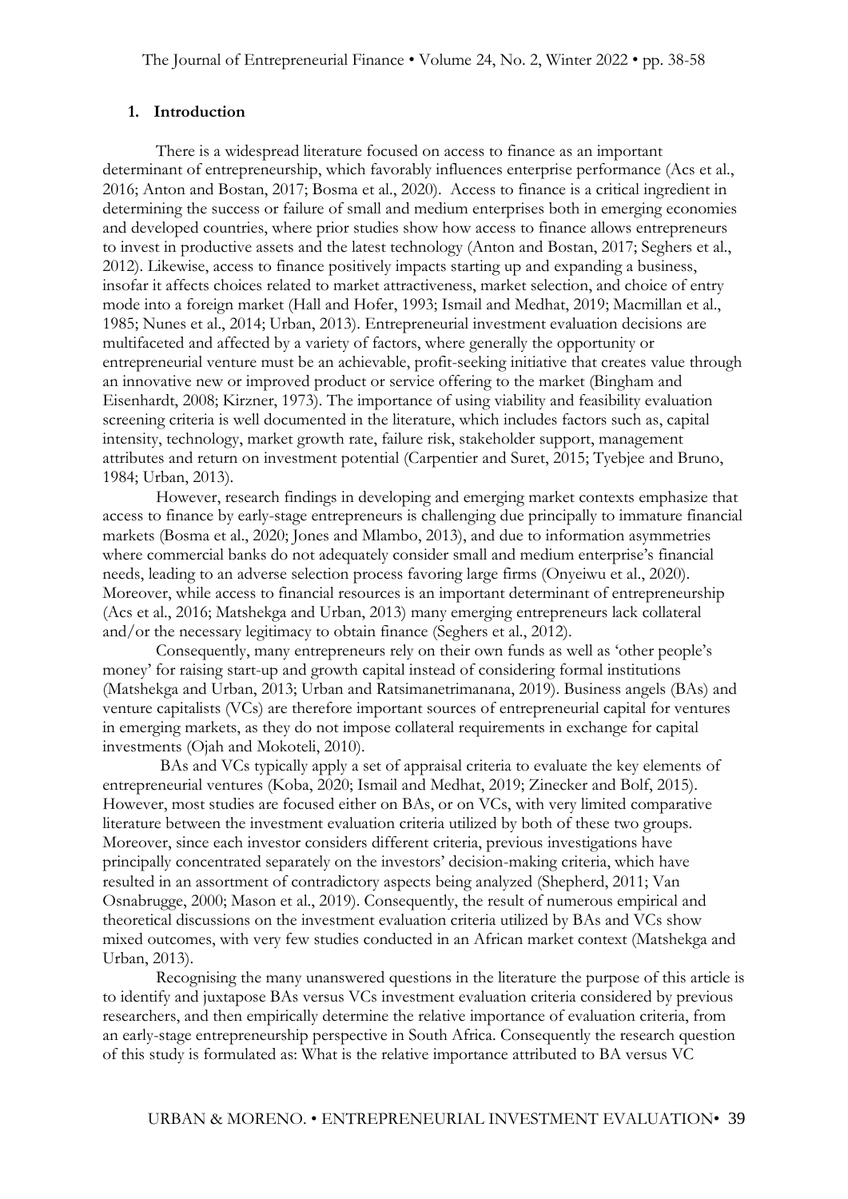## 1. Introduction

There is a widespread literature focused on access to finance as an important determinant of entrepreneurship, which favorably influences enterprise performance (Acs et al., 2016; Anton and Bostan, 2017; Bosma et al., 2020). Access to finance is a critical ingredient in determining the success or failure of small and medium enterprises both in emerging economies and developed countries, where prior studies show how access to finance allows entrepreneurs to invest in productive assets and the latest technology (Anton and Bostan, 2017; Seghers et al., 2012). Likewise, access to finance positively impacts starting up and expanding a business, insofar it affects choices related to market attractiveness, market selection, and choice of entry mode into a foreign market (Hall and Hofer, 1993; Ismail and Medhat, 2019; Macmillan et al., 1985; Nunes et al., 2014; Urban, 2013). Entrepreneurial investment evaluation decisions are multifaceted and affected by a variety of factors, where generally the opportunity or entrepreneurial venture must be an achievable, profit-seeking initiative that creates value through an innovative new or improved product or service offering to the market (Bingham and Eisenhardt, 2008; Kirzner, 1973). The importance of using viability and feasibility evaluation screening criteria is well documented in the literature, which includes factors such as, capital intensity, technology, market growth rate, failure risk, stakeholder support, management attributes and return on investment potential (Carpentier and Suret, 2015; Tyebjee and Bruno, 1984; Urban, 2013).

However, research findings in developing and emerging market contexts emphasize that access to finance by early-stage entrepreneurs is challenging due principally to immature financial markets (Bosma et al., 2020; Jones and Mlambo, 2013), and due to information asymmetries where commercial banks do not adequately consider small and medium enterprise's financial needs, leading to an adverse selection process favoring large firms (Onyeiwu et al., 2020). Moreover, while access to financial resources is an important determinant of entrepreneurship (Acs et al., 2016; Matshekga and Urban, 2013) many emerging entrepreneurs lack collateral and/or the necessary legitimacy to obtain finance (Seghers et al., 2012).

Consequently, many entrepreneurs rely on their own funds as well as 'other people's money' for raising start-up and growth capital instead of considering formal institutions (Matshekga and Urban, 2013; Urban and Ratsimanetrimanana, 2019). Business angels (BAs) and venture capitalists (VCs) are therefore important sources of entrepreneurial capital for ventures in emerging markets, as they do not impose collateral requirements in exchange for capital investments (Ojah and Mokoteli, 2010).

BAs and VCs typically apply a set of appraisal criteria to evaluate the key elements of entrepreneurial ventures (Koba, 2020; Ismail and Medhat, 2019; Zinecker and Bolf, 2015). However, most studies are focused either on BAs, or on VCs, with very limited comparative literature between the investment evaluation criteria utilized by both of these two groups. Moreover, since each investor considers different criteria, previous investigations have principally concentrated separately on the investors' decision-making criteria, which have resulted in an assortment of contradictory aspects being analyzed (Shepherd, 2011; Van Osnabrugge, 2000; Mason et al., 2019). Consequently, the result of numerous empirical and theoretical discussions on the investment evaluation criteria utilized by BAs and VCs show mixed outcomes, with very few studies conducted in an African market context (Matshekga and Urban, 2013).

Recognising the many unanswered questions in the literature the purpose of this article is to identify and juxtapose BAs versus VCs investment evaluation criteria considered by previous researchers, and then empirically determine the relative importance of evaluation criteria, from an early-stage entrepreneurship perspective in South Africa. Consequently the research question of this study is formulated as: What is the relative importance attributed to BA versus VC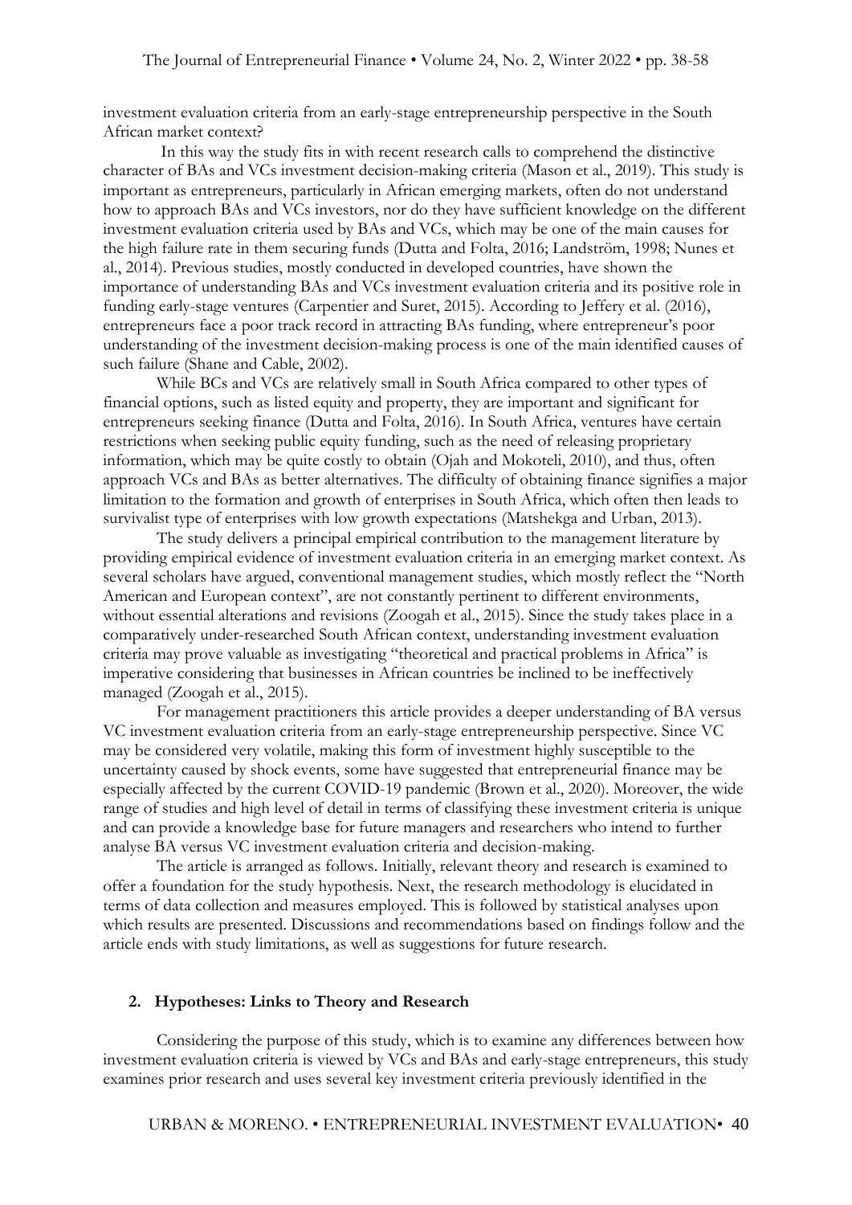investment evaluation criteria from an early-stage entrepreneurship perspective in the South African market context?

In this way the study fits in with recent research calls to comprehend the distinctive character of BAs and VCs investment decision-making criteria (Mason et al., 2019). This study is important as entrepreneurs, particularly in African emerging markets, often do not understand how to approach BAs and VCs investors, nor do they have sufficient knowledge on the different investment evaluation criteria used by BAs and VCs, which may be one of the main causes for the high failure rate in them securing funds (Dutta and Folta, 2016; Landström, 1998; Nunes et al., 2014). Previous studies, mostly conducted in developed countries, have shown the importance of understanding BAs and VCs investment evaluation criteria and its positive role in funding early-stage ventures (Carpentier and Suret, 2015). According to Jeffery et al. (2016), entrepreneurs face a poor track record in attracting BAs funding, where entrepreneur's poor understanding of the investment decision-making process is one of the main identified causes of such failure (Shane and Cable, 2002).

While BCs and VCs are relatively small in South Africa compared to other types of financial options, such as listed equity and property, they are important and significant for entrepreneurs seeking finance (Dutta and Folta, 2016). In South Africa, ventures have certain restrictions when seeking public equity funding, such as the need of releasing proprietary information, which may be quite costly to obtain (Ojah and Mokoteli, 2010), and thus, often approach VCs and BAs as better alternatives. The difficulty of obtaining finance signifies a major limitation to the formation and growth of enterprises in South Africa, which often then leads to survivalist type of enterprises with low growth expectations (Matshekga and Urban, 2013).

The study delivers a principal empirical contribution to the management literature by providing empirical evidence of investment evaluation criteria in an emerging market context. As several scholars have argued, conventional management studies, which mostly reflect the "North American and European context", are not constantly pertinent to different environments, without essential alterations and revisions (Zoogah et al., 2015). Since the study takes place in a comparatively under-researched South African context, understanding investment evaluation criteria may prove valuable as investigating "theoretical and practical problems in Africa" is imperative considering that businesses in African countries be inclined to be ineffectively managed (Zoogah et al., 2015).

For management practitioners this article provides a deeper understanding of BA versus VC investment evaluation criteria from an early-stage entrepreneurship perspective. Since VC may be considered very volatile, making this form of investment highly susceptible to the uncertainty caused by shock events, some have suggested that entrepreneurial finance may be especially affected by the current COVID-19 pandemic (Brown et al., 2020). Moreover, the wide range of studies and high level of detail in terms of classifying these investment criteria is unique and can provide a knowledge base for future managers and researchers who intend to further analyse BA versus VC investment evaluation criteria and decision-making.

The article is arranged as follows. Initially, relevant theory and research is examined to offer a foundation for the study hypothesis. Next, the research methodology is elucidated in terms of data collection and measures employed. This is followed by statistical analyses upon which results are presented. Discussions and recommendations based on findings follow and the article ends with study limitations, as well as suggestions for future research.

## 2. Hypotheses: Links to Theory and Research

Considering the purpose of this study, which is to examine any differences between how investment evaluation criteria is viewed by VCs and BAs and early-stage entrepreneurs, this study examines prior research and uses several key investment criteria previously identified in the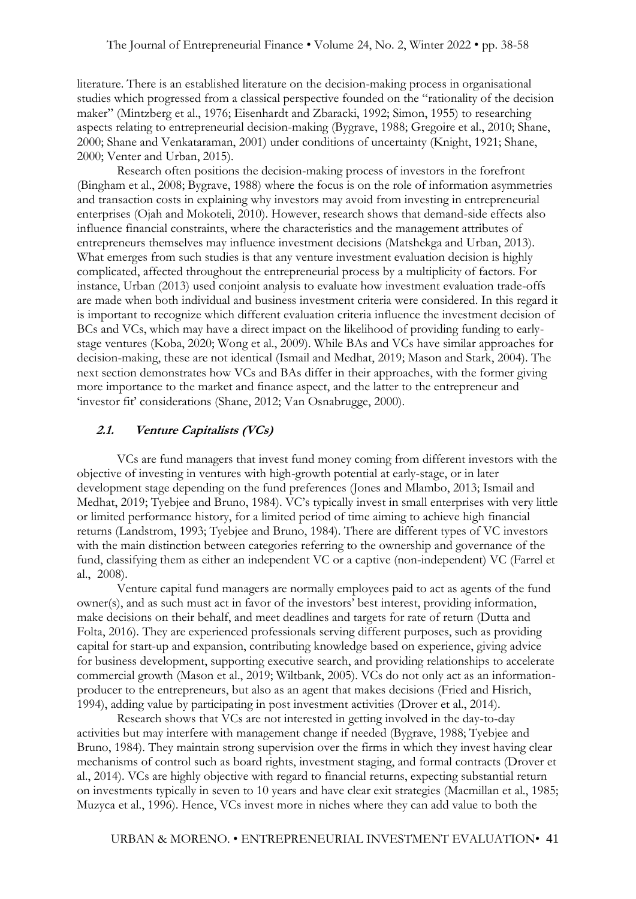literature. There is an established literature on the decision-making process in organisational studies which progressed from a classical perspective founded on the "rationality of the decision maker" (Mintzberg et al., 1976; Eisenhardt and Zbaracki, 1992; Simon, 1955) to researching aspects relating to entrepreneurial decision-making (Bygrave, 1988; Gregoire et al., 2010; Shane, 2000; Shane and Venkataraman, 2001) under conditions of uncertainty (Knight, 1921; Shane, 2000; Venter and Urban, 2015).

Research often positions the decision-making process of investors in the forefront (Bingham et al., 2008; Bygrave, 1988) where the focus is on the role of information asymmetries and transaction costs in explaining why investors may avoid from investing in entrepreneurial enterprises (Ojah and Mokoteli, 2010). However, research shows that demand-side effects also influence financial constraints, where the characteristics and the management attributes of entrepreneurs themselves may influence investment decisions (Matshekga and Urban, 2013). What emerges from such studies is that any venture investment evaluation decision is highly complicated, affected throughout the entrepreneurial process by a multiplicity of factors. For instance, Urban (2013) used conjoint analysis to evaluate how investment evaluation trade-offs are made when both individual and business investment criteria were considered. In this regard it is important to recognize which different evaluation criteria influence the investment decision of BCs and VCs, which may have a direct impact on the likelihood of providing funding to early-stage ventures (Koba, 2020; Wong et al., 2009). While BAs and VCs have similar approaches for decision-making, these are not identical (Ismail and Medhat, 2019; Mason and Stark, 2004). The next section demonstrates how VCs and BAs differ in their approaches, with the former giving more importance to the market and finance aspect, and the latter to the entrepreneur and 'investor fit' considerations (Shane, 2012; Van Osnabrugge, 2000).

## *2.1. Venture Capitalists (VCs)*

VCs are fund managers that invest fund money coming from different investors with the objective of investing in ventures with high-growth potential at early-stage, or in later development stage depending on the fund preferences (Jones and Mlambo, 2013; Ismail and Medhat, 2019; Tyebjee and Bruno, 1984). VC's typically invest in small enterprises with very little or limited performance history, for a limited period of time aiming to achieve high financial returns (Landstrom, 1993; Tyebjee and Bruno, 1984). There are different types of VC investors with the main distinction between categories referring to the ownership and governance of the fund, classifying them as either an independent VC or a captive (non-independent) VC (Farrel et al., 2008).

Venture capital fund managers are normally employees paid to act as agents of the fund owner(s), and as such must act in favor of the investors' best interest, providing information, make decisions on their behalf, and meet deadlines and targets for rate of return (Dutta and Folta, 2016). They are experienced professionals serving different purposes, such as providing capital for start-up and expansion, contributing knowledge based on experience, giving advice for business development, supporting executive search, and providing relationships to accelerate commercial growth (Mason et al., 2019; Wiltbank, 2005). VCs do not only act as an information-producer to the entrepreneurs, but also as an agent that makes decisions (Fried and Hisrich, 1994), adding value by participating in post investment activities (Drover et al., 2014).

Research shows that VCs are not interested in getting involved in the day-to-day activities but may interfere with management change if needed (Bygrave, 1988; Tyebjee and Bruno, 1984). They maintain strong supervision over the firms in which they invest having clear mechanisms of control such as board rights, investment staging, and formal contracts (Drover et al., 2014). VCs are highly objective with regard to financial returns, expecting substantial return on investments typically in seven to 10 years and have clear exit strategies (Macmillan et al., 1985; Muzyca et al., 1996). Hence, VCs invest more in niches where they can add value to both the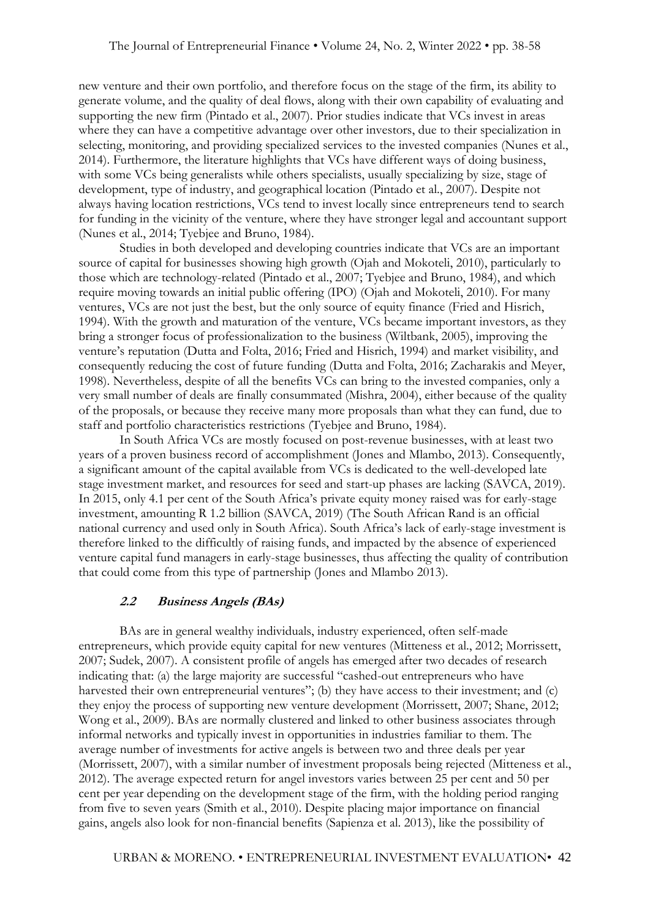new venture and their own portfolio, and therefore focus on the stage of the firm, its ability to generate volume, and the quality of deal flows, along with their own capability of evaluating and supporting the new firm (Pintado et al., 2007). Prior studies indicate that VCs invest in areas where they can have a competitive advantage over other investors, due to their specialization in selecting, monitoring, and providing specialized services to the invested companies (Nunes et al., 2014). Furthermore, the literature highlights that VCs have different ways of doing business, with some VCs being generalists while others specialists, usually specializing by size, stage of development, type of industry, and geographical location (Pintado et al., 2007). Despite not always having location restrictions, VCs tend to invest locally since entrepreneurs tend to search for funding in the vicinity of the venture, where they have stronger legal and accountant support (Nunes et al., 2014; Tyebjee and Bruno, 1984).

Studies in both developed and developing countries indicate that VCs are an important source of capital for businesses showing high growth (Ojah and Mokoteli, 2010), particularly to those which are technology-related (Pintado et al., 2007; Tyebjee and Bruno, 1984), and which require moving towards an initial public offering (IPO) (Ojah and Mokoteli, 2010). For many ventures, VCs are not just the best, but the only source of equity finance (Fried and Hisrich, 1994). With the growth and maturation of the venture, VCs became important investors, as they bring a stronger focus of professionalization to the business (Wiltbank, 2005), improving the venture's reputation (Dutta and Folta, 2016; Fried and Hisrich, 1994) and market visibility, and consequently reducing the cost of future funding (Dutta and Folta, 2016; Zacharakis and Meyer, 1998). Nevertheless, despite of all the benefits VCs can bring to the invested companies, only a very small number of deals are finally consummated (Mishra, 2004), either because of the quality of the proposals, or because they receive many more proposals than what they can fund, due to staff and portfolio characteristics restrictions (Tyebjee and Bruno, 1984).

In South Africa VCs are mostly focused on post-revenue businesses, with at least two years of a proven business record of accomplishment (Jones and Mlambo, 2013). Consequently, a significant amount of the capital available from VCs is dedicated to the well-developed late stage investment market, and resources for seed and start-up phases are lacking (SAVCA, 2019). In 2015, only 4.1 per cent of the South Africa's private equity money raised was for early-stage investment, amounting R 1.2 billion (SAVCA, 2019) (The South African Rand is an official national currency and used only in South Africa). South Africa's lack of early-stage investment is therefore linked to the difficultly of raising funds, and impacted by the absence of experienced venture capital fund managers in early-stage businesses, thus affecting the quality of contribution that could come from this type of partnership (Jones and Mlambo 2013).

### *2.2 Business Angels (BAs)*

BAs are in general wealthy individuals, industry experienced, often self-made entrepreneurs, which provide equity capital for new ventures (Mitteness et al., 2012; Morrissett, 2007; Sudek, 2007). A consistent profile of angels has emerged after two decades of research indicating that: (a) the large majority are successful "cashed-out entrepreneurs who have harvested their own entrepreneurial ventures"; (b) they have access to their investment; and (c) they enjoy the process of supporting new venture development (Morrissett, 2007; Shane, 2012; Wong et al., 2009). BAs are normally clustered and linked to other business associates through informal networks and typically invest in opportunities in industries familiar to them. The average number of investments for active angels is between two and three deals per year (Morrissett, 2007), with a similar number of investment proposals being rejected (Mitteness et al., 2012). The average expected return for angel investors varies between 25 per cent and 50 per cent per year depending on the development stage of the firm, with the holding period ranging from five to seven years (Smith et al., 2010). Despite placing major importance on financial gains, angels also look for non-financial benefits (Sapienza et al. 2013), like the possibility of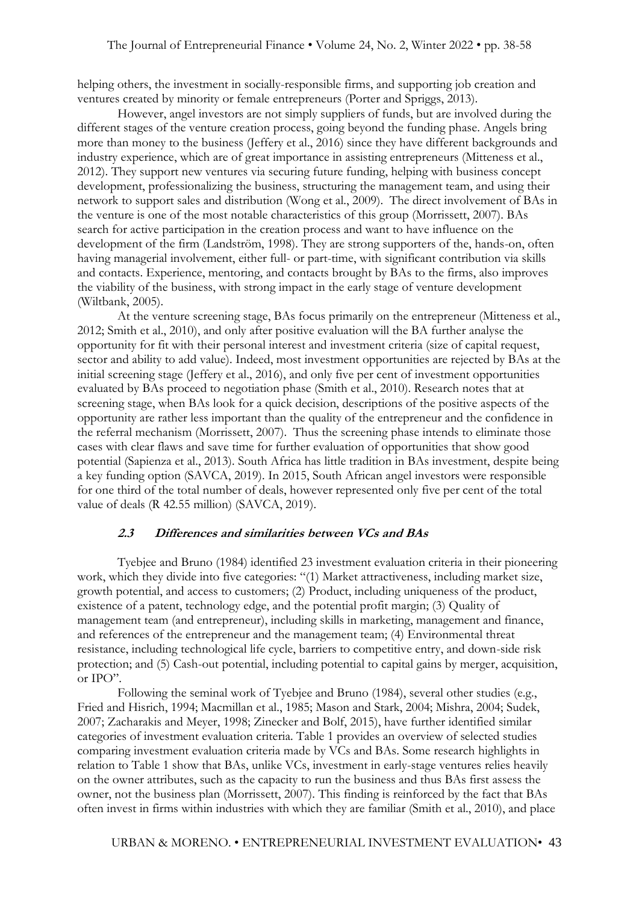helping others, the investment in socially-responsible firms, and supporting job creation and ventures created by minority or female entrepreneurs (Porter and Spriggs, 2013).

However, angel investors are not simply suppliers of funds, but are involved during the different stages of the venture creation process, going beyond the funding phase. Angels bring more than money to the business (Jeffery et al., 2016) since they have different backgrounds and industry experience, which are of great importance in assisting entrepreneurs (Mitteness et al., 2012). They support new ventures via securing future funding, helping with business concept development, professionalizing the business, structuring the management team, and using their network to support sales and distribution (Wong et al., 2009). The direct involvement of BAs in the venture is one of the most notable characteristics of this group (Morrissett, 2007). BAs search for active participation in the creation process and want to have influence on the development of the firm (Landström, 1998). They are strong supporters of the, hands-on, often having managerial involvement, either full- or part-time, with significant contribution via skills and contacts. Experience, mentoring, and contacts brought by BAs to the firms, also improves the viability of the business, with strong impact in the early stage of venture development (Wiltbank, 2005).

At the venture screening stage, BAs focus primarily on the entrepreneur (Mitteness et al., 2012; Smith et al., 2010), and only after positive evaluation will the BA further analyse the opportunity for fit with their personal interest and investment criteria (size of capital request, sector and ability to add value). Indeed, most investment opportunities are rejected by BAs at the initial screening stage (Jeffery et al., 2016), and only five per cent of investment opportunities evaluated by BAs proceed to negotiation phase (Smith et al., 2010). Research notes that at screening stage, when BAs look for a quick decision, descriptions of the positive aspects of the opportunity are rather less important than the quality of the entrepreneur and the confidence in the referral mechanism (Morrissett, 2007). Thus the screening phase intends to eliminate those cases with clear flaws and save time for further evaluation of opportunities that show good potential (Sapienza et al., 2013). South Africa has little tradition in BAs investment, despite being a key funding option (SAVCA, 2019). In 2015, South African angel investors were responsible for one third of the total number of deals, however represented only five per cent of the total value of deals (R 42.55 million) (SAVCA, 2019).

### *2.3 Differences and similarities between VCs and BAs*

Tyebjee and Bruno (1984) identified 23 investment evaluation criteria in their pioneering work, which they divide into five categories: "(1) Market attractiveness, including market size, growth potential, and access to customers; (2) Product, including uniqueness of the product, existence of a patent, technology edge, and the potential profit margin; (3) Quality of management team (and entrepreneur), including skills in marketing, management and finance, and references of the entrepreneur and the management team; (4) Environmental threat resistance, including technological life cycle, barriers to competitive entry, and down-side risk protection; and (5) Cash-out potential, including potential to capital gains by merger, acquisition, or IPO".

Following the seminal work of Tyebjee and Bruno (1984), several other studies (e.g., Fried and Hisrich, 1994; Macmillan et al., 1985; Mason and Stark, 2004; Mishra, 2004; Sudek, 2007; Zacharakis and Meyer, 1998; Zinecker and Bolf, 2015), have further identified similar categories of investment evaluation criteria. Table 1 provides an overview of selected studies comparing investment evaluation criteria made by VCs and BAs. Some research highlights in relation to Table 1 show that BAs, unlike VCs, investment in early-stage ventures relies heavily on the owner attributes, such as the capacity to run the business and thus BAs first assess the owner, not the business plan (Morrissett, 2007). This finding is reinforced by the fact that BAs often invest in firms within industries with which they are familiar (Smith et al., 2010), and place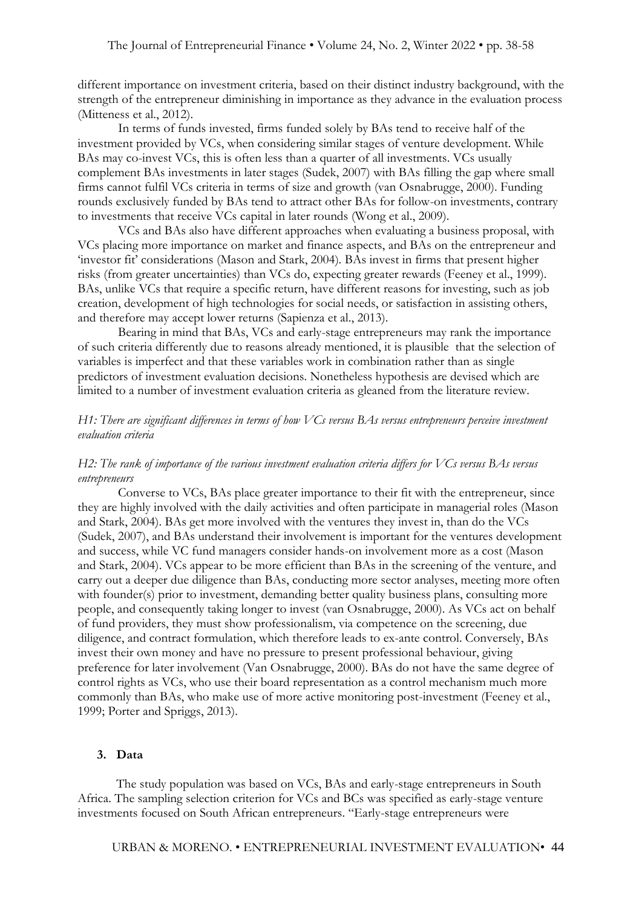different importance on investment criteria, based on their distinct industry background, with the strength of the entrepreneur diminishing in importance as they advance in the evaluation process (Mitteness et al., 2012).

In terms of funds invested, firms funded solely by BAs tend to receive half of the investment provided by VCs, when considering similar stages of venture development. While BAs may co-invest VCs, this is often less than a quarter of all investments. VCs usually complement BAs investments in later stages (Sudek, 2007) with BAs filling the gap where small firms cannot fulfil VCs criteria in terms of size and growth (van Osnabrugge, 2000). Funding rounds exclusively funded by BAs tend to attract other BAs for follow-on investments, contrary to investments that receive VCs capital in later rounds (Wong et al., 2009).

VCs and BAs also have different approaches when evaluating a business proposal, with VCs placing more importance on market and finance aspects, and BAs on the entrepreneur and 'investor fit' considerations (Mason and Stark, 2004). BAs invest in firms that present higher risks (from greater uncertainties) than VCs do, expecting greater rewards (Feeney et al., 1999). BAs, unlike VCs that require a specific return, have different reasons for investing, such as job creation, development of high technologies for social needs, or satisfaction in assisting others, and therefore may accept lower returns (Sapienza et al., 2013).

Bearing in mind that BAs, VCs and early-stage entrepreneurs may rank the importance of such criteria differently due to reasons already mentioned, it is plausible that the selection of variables is imperfect and that these variables work in combination rather than as single predictors of investment evaluation decisions. Nonetheless hypothesis are devised which are limited to a number of investment evaluation criteria as gleaned from the literature review.

*H1: There are significant differences in terms of how VCs versus BAs versus entrepreneurs perceive investment evaluation criteria*

*H2: The rank of importance of the various investment evaluation criteria differs for VCs versus BAs versus entrepreneurs*

Converse to VCs, BAs place greater importance to their fit with the entrepreneur, since they are highly involved with the daily activities and often participate in managerial roles (Mason and Stark, 2004). BAs get more involved with the ventures they invest in, than do the VCs (Sudek, 2007), and BAs understand their involvement is important for the ventures development and success, while VC fund managers consider hands-on involvement more as a cost (Mason and Stark, 2004). VCs appear to be more efficient than BAs in the screening of the venture, and carry out a deeper due diligence than BAs, conducting more sector analyses, meeting more often with founder(s) prior to investment, demanding better quality business plans, consulting more people, and consequently taking longer to invest (van Osnabrugge, 2000). As VCs act on behalf of fund providers, they must show professionalism, via competence on the screening, due diligence, and contract formulation, which therefore leads to ex-ante control. Conversely, BAs invest their own money and have no pressure to present professional behaviour, giving preference for later involvement (Van Osnabrugge, 2000). BAs do not have the same degree of control rights as VCs, who use their board representation as a control mechanism much more commonly than BAs, who make use of more active monitoring post-investment (Feeney et al., 1999; Porter and Spriggs, 2013).

## 3. Data

The study population was based on VCs, BAs and early-stage entrepreneurs in South Africa. The sampling selection criterion for VCs and BCs was specified as early-stage venture investments focused on South African entrepreneurs. "Early-stage entrepreneurs were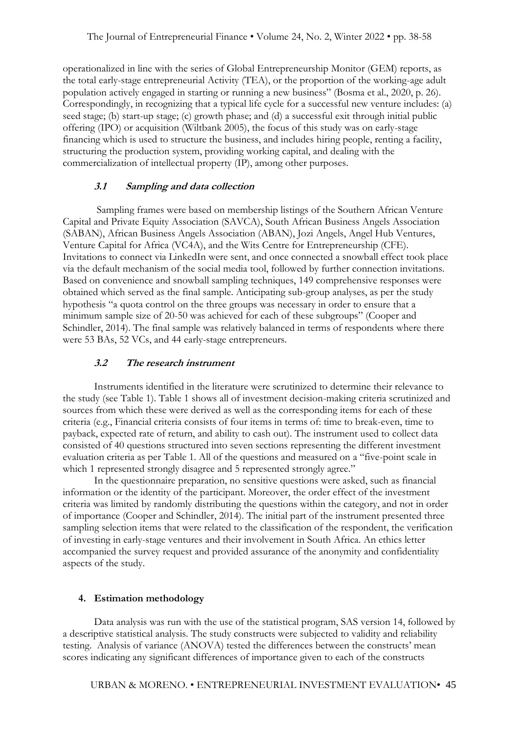operationalized in line with the series of Global Entrepreneurship Monitor (GEM) reports, as the total early-stage entrepreneurial Activity (TEA), or the proportion of the working-age adult population actively engaged in starting or running a new business" (Bosma et al., 2020, p. 26). Correspondingly, in recognizing that a typical life cycle for a successful new venture includes: (a) seed stage; (b) start-up stage; (c) growth phase; and (d) a successful exit through initial public offering (IPO) or acquisition (Wiltbank 2005), the focus of this study was on early-stage financing which is used to structure the business, and includes hiring people, renting a facility, structuring the production system, providing working capital, and dealing with the commercialization of intellectual property (IP), among other purposes.

### *3.1 Sampling and data collection*

Sampling frames were based on membership listings of the Southern African Venture Capital and Private Equity Association (SAVCA), South African Business Angels Association (SABAN), African Business Angels Association (ABAN), Jozi Angels, Angel Hub Ventures, Venture Capital for Africa (VC4A), and the Wits Centre for Entrepreneurship (CFE). Invitations to connect via LinkedIn were sent, and once connected a snowball effect took place via the default mechanism of the social media tool, followed by further connection invitations. Based on convenience and snowball sampling techniques, 149 comprehensive responses were obtained which served as the final sample. Anticipating sub-group analyses, as per the study hypothesis "a quota control on the three groups was necessary in order to ensure that a minimum sample size of 20-50 was achieved for each of these subgroups" (Cooper and Schindler, 2014). The final sample was relatively balanced in terms of respondents where there were 53 BAs, 52 VCs, and 44 early-stage entrepreneurs.

### *3.2 The research instrument*

Instruments identified in the literature were scrutinized to determine their relevance to the study (see Table 1). Table 1 shows all of investment decision-making criteria scrutinized and sources from which these were derived as well as the corresponding items for each of these criteria (e.g., Financial criteria consists of four items in terms of: time to break-even, time to payback, expected rate of return, and ability to cash out). The instrument used to collect data consisted of 40 questions structured into seven sections representing the different investment evaluation criteria as per Table 1. All of the questions and measured on a "five-point scale in which 1 represented strongly disagree and 5 represented strongly agree."

In the questionnaire preparation, no sensitive questions were asked, such as financial information or the identity of the participant. Moreover, the order effect of the investment criteria was limited by randomly distributing the questions within the category, and not in order of importance (Cooper and Schindler, 2014). The initial part of the instrument presented three sampling selection items that were related to the classification of the respondent, the verification of investing in early-stage ventures and their involvement in South Africa. An ethics letter accompanied the survey request and provided assurance of the anonymity and confidentiality aspects of the study.

## 4. Estimation methodology

Data analysis was run with the use of the statistical program, SAS version 14, followed by a descriptive statistical analysis. The study constructs were subjected to validity and reliability testing. Analysis of variance (ANOVA) tested the differences between the constructs' mean scores indicating any significant differences of importance given to each of the constructs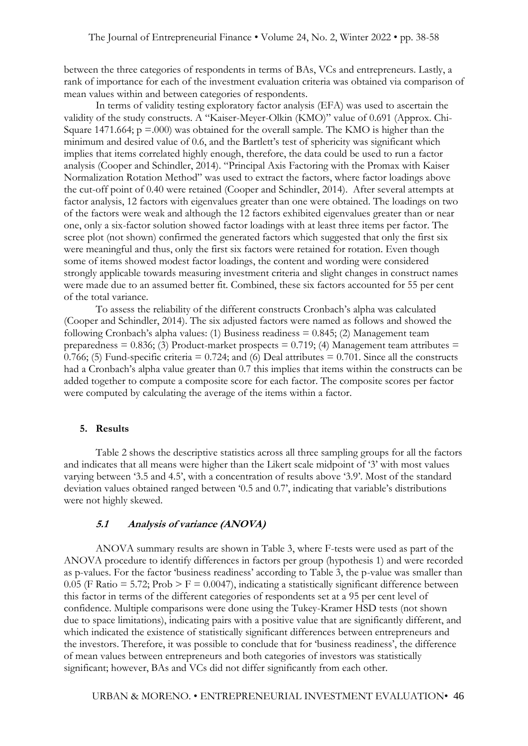between the three categories of respondents in terms of BAs, VCs and entrepreneurs. Lastly, a rank of importance for each of the investment evaluation criteria was obtained via comparison of mean values within and between categories of respondents.

In terms of validity testing exploratory factor analysis (EFA) was used to ascertain the validity of the study constructs. A "Kaiser-Meyer-Olkin (KMO)" value of 0.691 (Approx. Chi-Square 1471.664; p =.000) was obtained for the overall sample. The KMO is higher than the minimum and desired value of 0.6, and the Bartlett's test of sphericity was significant which implies that items correlated highly enough, therefore, the data could be used to run a factor analysis (Cooper and Schindler, 2014). "Principal Axis Factoring with the Promax with Kaiser Normalization Rotation Method" was used to extract the factors, where factor loadings above the cut-off point of 0.40 were retained (Cooper and Schindler, 2014). After several attempts at factor analysis, 12 factors with eigenvalues greater than one were obtained. The loadings on two of the factors were weak and although the 12 factors exhibited eigenvalues greater than or near one, only a six-factor solution showed factor loadings with at least three items per factor. The scree plot (not shown) confirmed the generated factors which suggested that only the first six were meaningful and thus, only the first six factors were retained for rotation. Even though some of items showed modest factor loadings, the content and wording were considered strongly applicable towards measuring investment criteria and slight changes in construct names were made due to an assumed better fit. Combined, these six factors accounted for 55 per cent of the total variance.

To assess the reliability of the different constructs Cronbach's alpha was calculated (Cooper and Schindler, 2014). The six adjusted factors were named as follows and showed the following Cronbach's alpha values: (1) Business readiness = 0.845; (2) Management team preparedness = 0.836; (3) Product-market prospects = 0.719; (4) Management team attributes = 0.766; (5) Fund-specific criteria = 0.724; and (6) Deal attributes = 0.701. Since all the constructs had a Cronbach's alpha value greater than 0.7 this implies that items within the constructs can be added together to compute a composite score for each factor. The composite scores per factor were computed by calculating the average of the items within a factor.

## 5. Results

Table 2 shows the descriptive statistics across all three sampling groups for all the factors and indicates that all means were higher than the Likert scale midpoint of '3' with most values varying between '3.5 and 4.5', with a concentration of results above '3.9'. Most of the standard deviation values obtained ranged between '0.5 and 0.7', indicating that variable's distributions were not highly skewed.

### *5.1 Analysis of variance (ANOVA)*

ANOVA summary results are shown in Table 3, where F-tests were used as part of the ANOVA procedure to identify differences in factors per group (hypothesis 1) and were recorded as p-values. For the factor 'business readiness' according to Table 3, the p-value was smaller than 0.05 (F Ratio = 5.72; Prob > F = 0.0047), indicating a statistically significant difference between this factor in terms of the different categories of respondents set at a 95 per cent level of confidence. Multiple comparisons were done using the Tukey-Kramer HSD tests (not shown due to space limitations), indicating pairs with a positive value that are significantly different, and which indicated the existence of statistically significant differences between entrepreneurs and the investors. Therefore, it was possible to conclude that for 'business readiness', the difference of mean values between entrepreneurs and both categories of investors was statistically significant; however, BAs and VCs did not differ significantly from each other.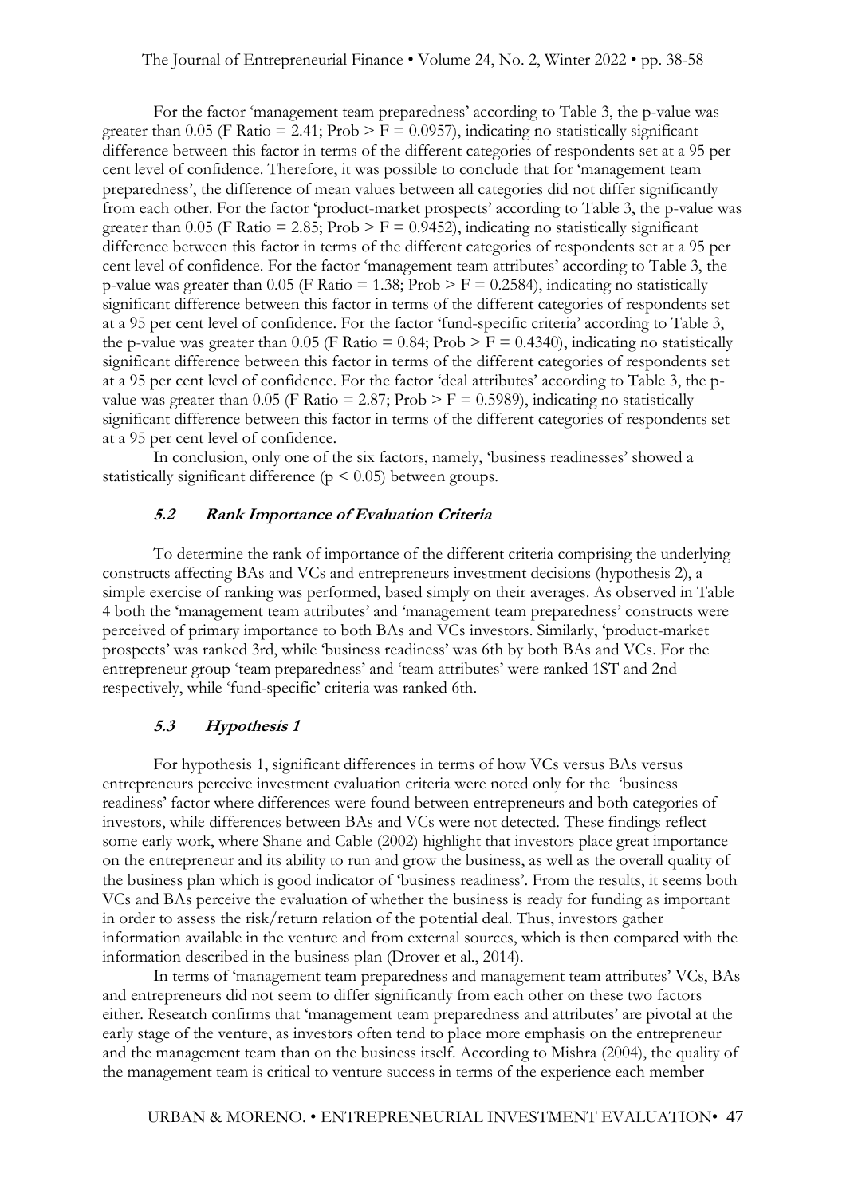For the factor 'management team preparedness' according to Table 3, the p-value was greater than 0.05 (F Ratio = 2.41; Prob > F = 0.0957), indicating no statistically significant difference between this factor in terms of the different categories of respondents set at a 95 per cent level of confidence. Therefore, it was possible to conclude that for 'management team preparedness', the difference of mean values between all categories did not differ significantly from each other. For the factor 'product-market prospects' according to Table 3, the p-value was greater than 0.05 (F Ratio = 2.85; Prob > F = 0.9452), indicating no statistically significant difference between this factor in terms of the different categories of respondents set at a 95 per cent level of confidence. For the factor 'management team attributes' according to Table 3, the p-value was greater than 0.05 (F Ratio = 1.38; Prob > F = 0.2584), indicating no statistically significant difference between this factor in terms of the different categories of respondents set at a 95 per cent level of confidence. For the factor 'fund-specific criteria' according to Table 3, the p-value was greater than 0.05 (F Ratio = 0.84; Prob > F = 0.4340), indicating no statistically significant difference between this factor in terms of the different categories of respondents set at a 95 per cent level of confidence. For the factor 'deal attributes' according to Table 3, the p-value was greater than 0.05 (F Ratio = 2.87; Prob > F = 0.5989), indicating no statistically significant difference between this factor in terms of the different categories of respondents set at a 95 per cent level of confidence.

In conclusion, only one of the six factors, namely, 'business readinesses' showed a statistically significant difference ($p < 0.05$) between groups.

### *5.2 Rank Importance of Evaluation Criteria*

To determine the rank of importance of the different criteria comprising the underlying constructs affecting BAs and VCs and entrepreneurs investment decisions (hypothesis 2), a simple exercise of ranking was performed, based simply on their averages. As observed in Table 4 both the 'management team attributes' and 'management team preparedness' constructs were perceived of primary importance to both BAs and VCs investors. Similarly, 'product-market prospects' was ranked 3rd, while 'business readiness' was 6th by both BAs and VCs. For the entrepreneur group 'team preparedness' and 'team attributes' were ranked 1ST and 2nd respectively, while 'fund-specific' criteria was ranked 6th.

### *5.3 Hypothesis 1*

For hypothesis 1, significant differences in terms of how VCs versus BAs versus entrepreneurs perceive investment evaluation criteria were noted only for the 'business readiness' factor where differences were found between entrepreneurs and both categories of investors, while differences between BAs and VCs were not detected. These findings reflect some early work, where Shane and Cable (2002) highlight that investors place great importance on the entrepreneur and its ability to run and grow the business, as well as the overall quality of the business plan which is good indicator of 'business readiness'. From the results, it seems both VCs and BAs perceive the evaluation of whether the business is ready for funding as important in order to assess the risk/return relation of the potential deal. Thus, investors gather information available in the venture and from external sources, which is then compared with the information described in the business plan (Drover et al., 2014).

In terms of 'management team preparedness and management team attributes' VCs, BAs and entrepreneurs did not seem to differ significantly from each other on these two factors either. Research confirms that 'management team preparedness and attributes' are pivotal at the early stage of the venture, as investors often tend to place more emphasis on the entrepreneur and the management team than on the business itself. According to Mishra (2004), the quality of the management team is critical to venture success in terms of the experience each member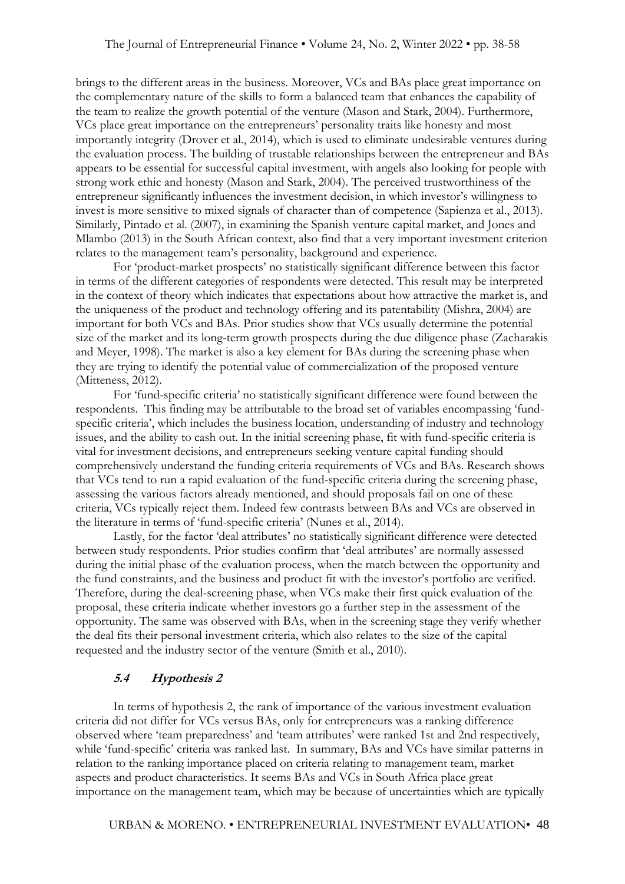brings to the different areas in the business. Moreover, VCs and BAs place great importance on the complementary nature of the skills to form a balanced team that enhances the capability of the team to realize the growth potential of the venture (Mason and Stark, 2004). Furthermore, VCs place great importance on the entrepreneurs' personality traits like honesty and most importantly integrity (Drover et al., 2014), which is used to eliminate undesirable ventures during the evaluation process. The building of trustable relationships between the entrepreneur and BAs appears to be essential for successful capital investment, with angels also looking for people with strong work ethic and honesty (Mason and Stark, 2004). The perceived trustworthiness of the entrepreneur significantly influences the investment decision, in which investor's willingness to invest is more sensitive to mixed signals of character than of competence (Sapienza et al., 2013). Similarly, Pintado et al. (2007), in examining the Spanish venture capital market, and Jones and Mlambo (2013) in the South African context, also find that a very important investment criterion relates to the management team's personality, background and experience.

For 'product-market prospects' no statistically significant difference between this factor in terms of the different categories of respondents were detected. This result may be interpreted in the context of theory which indicates that expectations about how attractive the market is, and the uniqueness of the product and technology offering and its patentability (Mishra, 2004) are important for both VCs and BAs. Prior studies show that VCs usually determine the potential size of the market and its long-term growth prospects during the due diligence phase (Zacharakis and Meyer, 1998). The market is also a key element for BAs during the screening phase when they are trying to identify the potential value of commercialization of the proposed venture (Mitteness, 2012).

For 'fund-specific criteria' no statistically significant difference were found between the respondents. This finding may be attributable to the broad set of variables encompassing 'fund-specific criteria', which includes the business location, understanding of industry and technology issues, and the ability to cash out. In the initial screening phase, fit with fund-specific criteria is vital for investment decisions, and entrepreneurs seeking venture capital funding should comprehensively understand the funding criteria requirements of VCs and BAs. Research shows that VCs tend to run a rapid evaluation of the fund-specific criteria during the screening phase, assessing the various factors already mentioned, and should proposals fail on one of these criteria, VCs typically reject them. Indeed few contrasts between BAs and VCs are observed in the literature in terms of 'fund-specific criteria' (Nunes et al., 2014).

Lastly, for the factor 'deal attributes' no statistically significant difference were detected between study respondents. Prior studies confirm that 'deal attributes' are normally assessed during the initial phase of the evaluation process, when the match between the opportunity and the fund constraints, and the business and product fit with the investor's portfolio are verified. Therefore, during the deal-screening phase, when VCs make their first quick evaluation of the proposal, these criteria indicate whether investors go a further step in the assessment of the opportunity. The same was observed with BAs, when in the screening stage they verify whether the deal fits their personal investment criteria, which also relates to the size of the capital requested and the industry sector of the venture (Smith et al., 2010).

### *5.4 Hypothesis 2*

In terms of hypothesis 2, the rank of importance of the various investment evaluation criteria did not differ for VCs versus BAs, only for entrepreneurs was a ranking difference observed where 'team preparedness' and 'team attributes' were ranked 1st and 2nd respectively, while 'fund-specific' criteria was ranked last. In summary, BAs and VCs have similar patterns in relation to the ranking importance placed on criteria relating to management team, market aspects and product characteristics. It seems BAs and VCs in South Africa place great importance on the management team, which may be because of uncertainties which are typically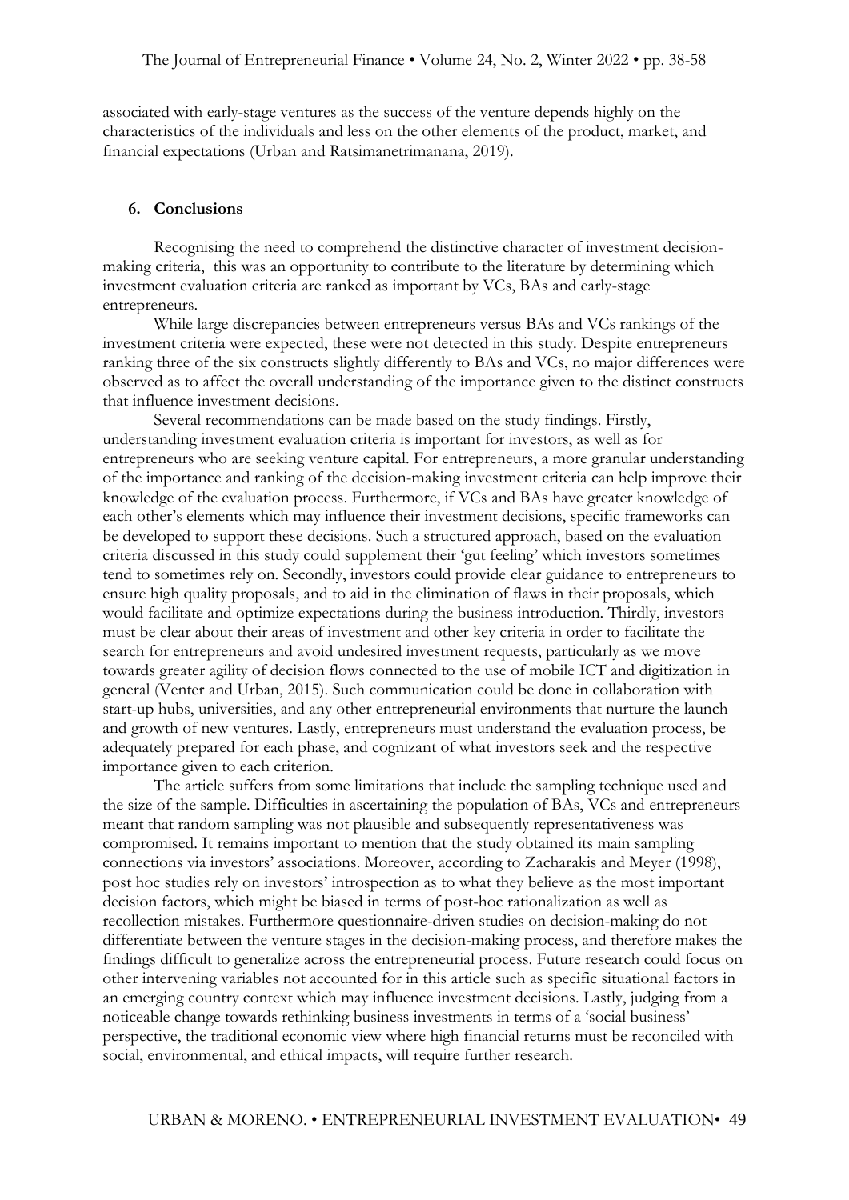associated with early-stage ventures as the success of the venture depends highly on the characteristics of the individuals and less on the other elements of the product, market, and financial expectations (Urban and Ratsimanetrimanana, 2019).

## 6. Conclusions

Recognising the need to comprehend the distinctive character of investment decision-making criteria, this was an opportunity to contribute to the literature by determining which investment evaluation criteria are ranked as important by VCs, BAs and early-stage entrepreneurs.

While large discrepancies between entrepreneurs versus BAs and VCs rankings of the investment criteria were expected, these were not detected in this study. Despite entrepreneurs ranking three of the six constructs slightly differently to BAs and VCs, no major differences were observed as to affect the overall understanding of the importance given to the distinct constructs that influence investment decisions.

Several recommendations can be made based on the study findings. Firstly, understanding investment evaluation criteria is important for investors, as well as for entrepreneurs who are seeking venture capital. For entrepreneurs, a more granular understanding of the importance and ranking of the decision-making investment criteria can help improve their knowledge of the evaluation process. Furthermore, if VCs and BAs have greater knowledge of each other's elements which may influence their investment decisions, specific frameworks can be developed to support these decisions. Such a structured approach, based on the evaluation criteria discussed in this study could supplement their 'gut feeling' which investors sometimes tend to sometimes rely on. Secondly, investors could provide clear guidance to entrepreneurs to ensure high quality proposals, and to aid in the elimination of flaws in their proposals, which would facilitate and optimize expectations during the business introduction. Thirdly, investors must be clear about their areas of investment and other key criteria in order to facilitate the search for entrepreneurs and avoid undesired investment requests, particularly as we move towards greater agility of decision flows connected to the use of mobile ICT and digitization in general (Venter and Urban, 2015). Such communication could be done in collaboration with start-up hubs, universities, and any other entrepreneurial environments that nurture the launch and growth of new ventures. Lastly, entrepreneurs must understand the evaluation process, be adequately prepared for each phase, and cognizant of what investors seek and the respective importance given to each criterion.

The article suffers from some limitations that include the sampling technique used and the size of the sample. Difficulties in ascertaining the population of BAs, VCs and entrepreneurs meant that random sampling was not plausible and subsequently representativeness was compromised. It remains important to mention that the study obtained its main sampling connections via investors' associations. Moreover, according to Zacharakis and Meyer (1998), post hoc studies rely on investors' introspection as to what they believe as the most important decision factors, which might be biased in terms of post-hoc rationalization as well as recollection mistakes. Furthermore questionnaire-driven studies on decision-making do not differentiate between the venture stages in the decision-making process, and therefore makes the findings difficult to generalize across the entrepreneurial process. Future research could focus on other intervening variables not accounted for in this article such as specific situational factors in an emerging country context which may influence investment decisions. Lastly, judging from a noticeable change towards rethinking business investments in terms of a 'social business' perspective, the traditional economic view where high financial returns must be reconciled with social, environmental, and ethical impacts, will require further research.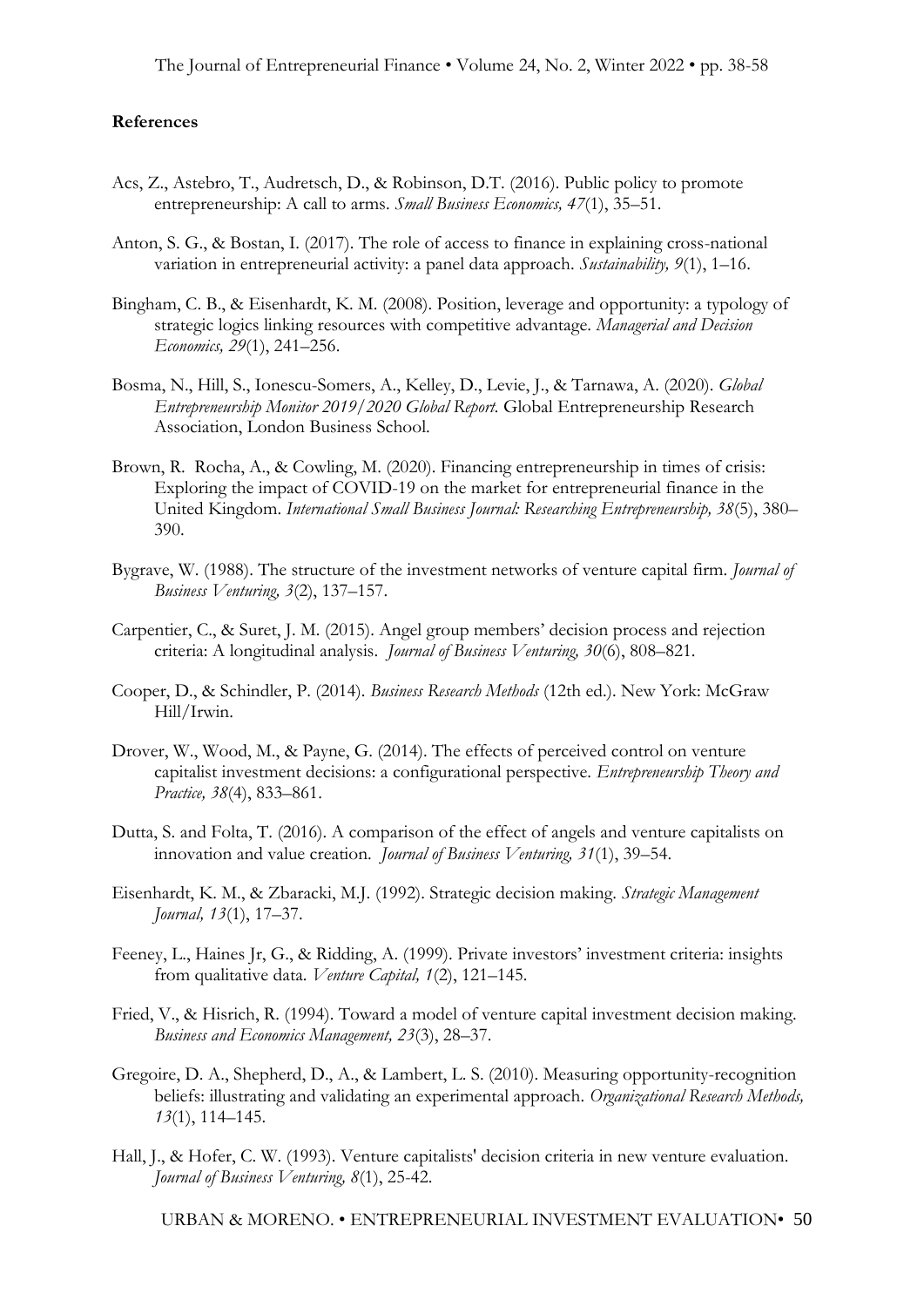**References**

Acs, Z., Astebro, T., Audretsch, D., & Robinson, D.T. (2016). Public policy to promote entrepreneurship: A call to arms. *Small Business Economics, 47*(1), 35–51.

Anton, S. G., & Bostan, I. (2017). The role of access to finance in explaining cross-national variation in entrepreneurial activity: a panel data approach. *Sustainability, 9*(1), 1–16.

Bingham, C. B., & Eisenhardt, K. M. (2008). Position, leverage and opportunity: a typology of strategic logics linking resources with competitive advantage. *Managerial and Decision Economics, 29*(1), 241–256.

Bosma, N., Hill, S., Ionescu-Somers, A., Kelley, D., Levie, J., & Tarnawa, A. (2020). *Global Entrepreneurship Monitor 2019/2020 Global Report.* Global Entrepreneurship Research Association, London Business School.

Brown, R. Rocha, A., & Cowling, M. (2020). Financing entrepreneurship in times of crisis: Exploring the impact of COVID-19 on the market for entrepreneurial finance in the United Kingdom. *International Small Business Journal: Researching Entrepreneurship, 38*(5), 380–390.

Bygrave, W. (1988). The structure of the investment networks of venture capital firm. *Journal of Business Venturing, 3*(2), 137–157.

Carpentier, C., & Suret, J. M. (2015). Angel group members' decision process and rejection criteria: A longitudinal analysis. *Journal of Business Venturing, 30*(6), 808–821.

Cooper, D., & Schindler, P. (2014). *Business Research Methods* (12th ed.). New York: McGraw Hill/Irwin.

Drover, W., Wood, M., & Payne, G. (2014). The effects of perceived control on venture capitalist investment decisions: a configurational perspective. *Entrepreneurship Theory and Practice, 38*(4), 833–861.

Dutta, S. and Folta, T. (2016). A comparison of the effect of angels and venture capitalists on innovation and value creation. *Journal of Business Venturing, 31*(1), 39–54.

Eisenhardt, K. M., & Zbaracki, M.J. (1992). Strategic decision making. *Strategic Management Journal, 13*(1), 17–37.

Feeney, L., Haines Jr, G., & Ridding, A. (1999). Private investors' investment criteria: insights from qualitative data. *Venture Capital, 1*(2), 121–145.

Fried, V., & Hisrich, R. (1994). Toward a model of venture capital investment decision making. *Business and Economics Management, 23*(3), 28–37.

Gregoire, D. A., Shepherd, D., A., & Lambert, L. S. (2010). Measuring opportunity-recognition beliefs: illustrating and validating an experimental approach. *Organizational Research Methods, 13*(1), 114–145.

Hall, J., & Hofer, C. W. (1993). Venture capitalists' decision criteria in new venture evaluation. *Journal of Business Venturing, 8*(1), 25-42.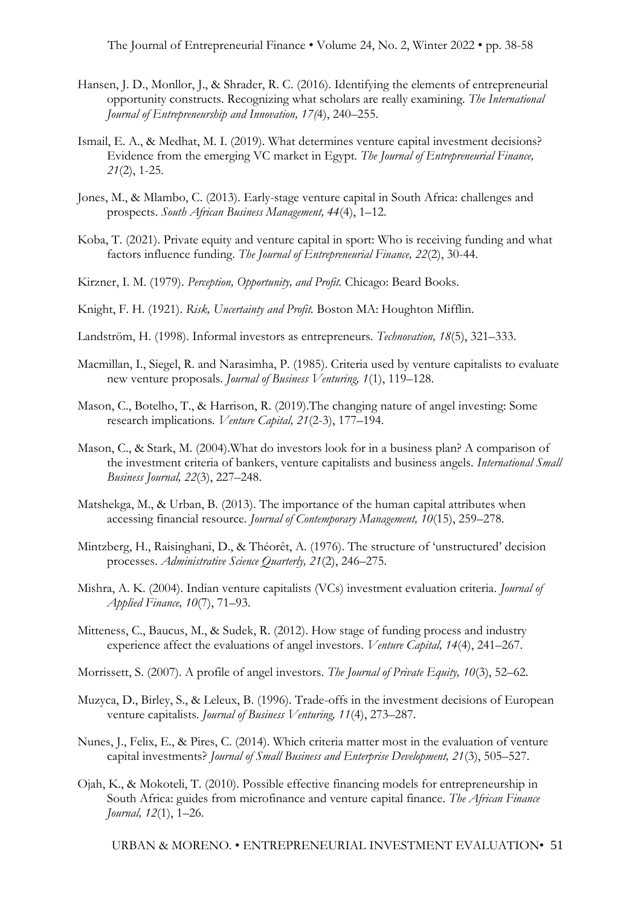Hansen, J. D., Monllor, J., & Shrader, R. C. (2016). Identifying the elements of entrepreneurial opportunity constructs. Recognizing what scholars are really examining. *The International Journal of Entrepreneurship and Innovation, 17(*4), 240–255.

Ismail, E. A., & Medhat, M. I. (2019). What determines venture capital investment decisions? Evidence from the emerging VC market in Egypt. *The Journal of Entrepreneurial Finance, 21*(2), 1-25.

Jones, M., & Mlambo, C. (2013). Early-stage venture capital in South Africa: challenges and prospects. *South African Business Management, 44*(4), 1–12.

Koba, T. (2021). Private equity and venture capital in sport: Who is receiving funding and what factors influence funding. *The Journal of Entrepreneurial Finance, 22*(2), 30-44.

Kirzner, I. M. (1979). *Perception, Opportunity, and Profit.* Chicago: Beard Books.

Knight, F. H. (1921). *Risk, Uncertainty and Profit.* Boston MA: Houghton Mifflin.

Landström, H. (1998). Informal investors as entrepreneurs. *Technovation, 18*(5), 321–333.

Macmillan, I., Siegel, R. and Narasimha, P. (1985). Criteria used by venture capitalists to evaluate new venture proposals. *Journal of Business Venturing, 1*(1), 119–128.

Mason, C., Botelho, T., & Harrison, R. (2019).The changing nature of angel investing: Some research implications. *Venture Capital, 21*(2-3), 177–194.

Mason, C., & Stark, M. (2004).What do investors look for in a business plan? A comparison of the investment criteria of bankers, venture capitalists and business angels. *International Small Business Journal, 22*(3), 227–248.

Matshekga, M., & Urban, B. (2013). The importance of the human capital attributes when accessing financial resource. *Journal of Contemporary Management, 10*(15), 259–278.

Mintzberg, H., Raisinghani, D., & Théorêt, A. (1976). The structure of 'unstructured' decision processes. *Administrative Science Quarterly, 21*(2), 246–275.

Mishra, A. K. (2004). Indian venture capitalists (VCs) investment evaluation criteria. *Journal of Applied Finance, 10*(7), 71–93.

Mitteness, C., Baucus, M., & Sudek, R. (2012). How stage of funding process and industry experience affect the evaluations of angel investors. *Venture Capital, 14*(4), 241–267.

Morrissett, S. (2007). A profile of angel investors. *The Journal of Private Equity, 10*(3), 52–62.

Muzyca, D., Birley, S., & Leleux, B. (1996). Trade-offs in the investment decisions of European venture capitalists. *Journal of Business Venturing, 11*(4), 273–287.

Nunes, J., Felix, E., & Pires, C. (2014). Which criteria matter most in the evaluation of venture capital investments? *Journal of Small Business and Enterprise Development, 21*(3), 505–527.

Ojah, K., & Mokoteli, T. (2010). Possible effective financing models for entrepreneurship in South Africa: guides from microfinance and venture capital finance. *The African Finance Journal, 12*(1), 1–26.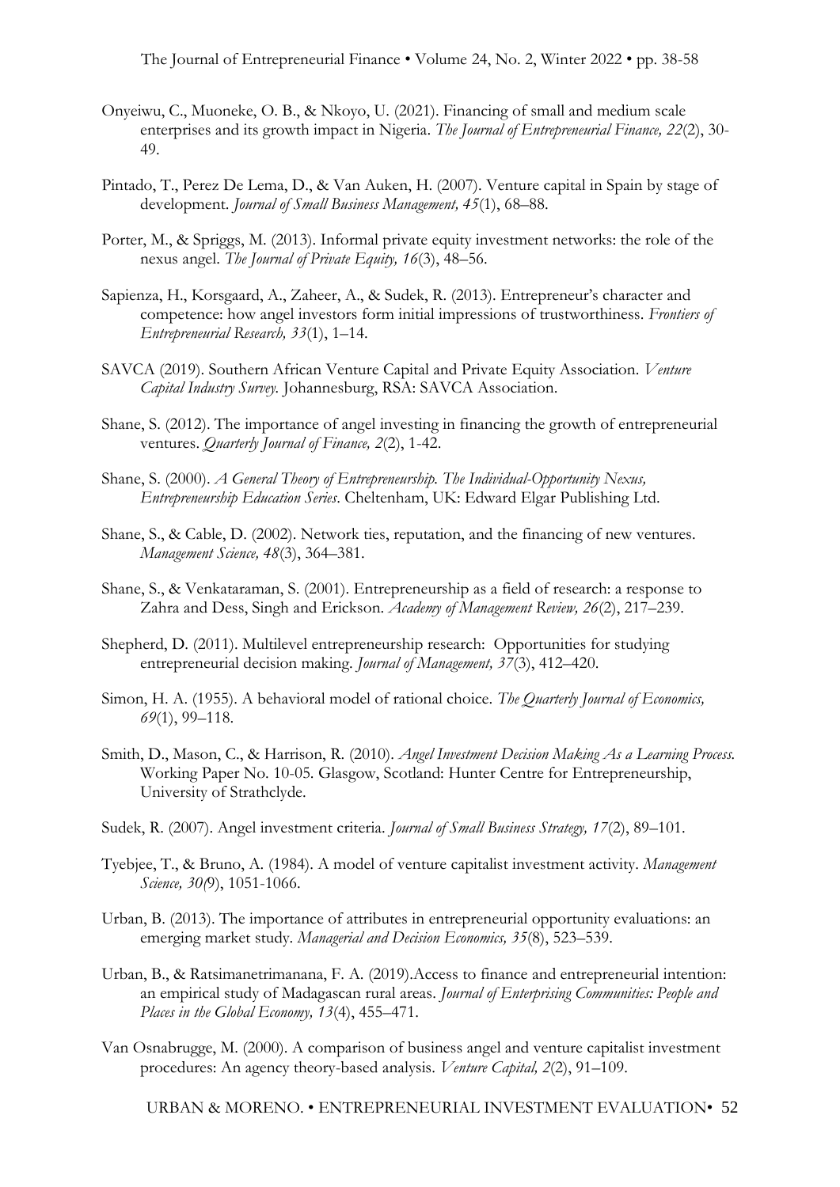Onyeiwu, C., Muoneke, O. B., & Nkoyo, U. (2021). Financing of small and medium scale enterprises and its growth impact in Nigeria. *The Journal of Entrepreneurial Finance, 22*(2), 30-49.

Pintado, T., Perez De Lema, D., & Van Auken, H. (2007). Venture capital in Spain by stage of development. *Journal of Small Business Management, 45*(1), 68–88.

Porter, M., & Spriggs, M. (2013). Informal private equity investment networks: the role of the nexus angel. *The Journal of Private Equity, 16*(3), 48–56.

Sapienza, H., Korsgaard, A., Zaheer, A., & Sudek, R. (2013). Entrepreneur's character and competence: how angel investors form initial impressions of trustworthiness. *Frontiers of Entrepreneurial Research, 33*(1), 1–14.

SAVCA (2019). Southern African Venture Capital and Private Equity Association. *Venture Capital Industry Survey.* Johannesburg, RSA: SAVCA Association.

Shane, S. (2012). The importance of angel investing in financing the growth of entrepreneurial ventures. *Quarterly Journal of Finance, 2*(2), 1-42.

Shane, S. (2000). *A General Theory of Entrepreneurship. The Individual-Opportunity Nexus, Entrepreneurship Education Series*. Cheltenham, UK: Edward Elgar Publishing Ltd.

Shane, S., & Cable, D. (2002). Network ties, reputation, and the financing of new ventures. *Management Science, 48*(3), 364–381.

Shane, S., & Venkataraman, S. (2001). Entrepreneurship as a field of research: a response to Zahra and Dess, Singh and Erickson. *Academy of Management Review, 26*(2), 217–239.

Shepherd, D. (2011). Multilevel entrepreneurship research: Opportunities for studying entrepreneurial decision making. *Journal of Management, 37*(3), 412–420.

Simon, H. A. (1955). A behavioral model of rational choice. *The Quarterly Journal of Economics, 69*(1), 99–118.

Smith, D., Mason, C., & Harrison, R. (2010). *Angel Investment Decision Making As a Learning Process.* Working Paper No. 10-05. Glasgow, Scotland: Hunter Centre for Entrepreneurship, University of Strathclyde.

Sudek, R. (2007). Angel investment criteria. *Journal of Small Business Strategy, 17*(2), 89–101.

Tyebjee, T., & Bruno, A. (1984). A model of venture capitalist investment activity. *Management Science, 30(*9), 1051-1066.

Urban, B. (2013). The importance of attributes in entrepreneurial opportunity evaluations: an emerging market study. *Managerial and Decision Economics, 35*(8), 523–539.

Urban, B., & Ratsimanetrimanana, F. A. (2019).Access to finance and entrepreneurial intention: an empirical study of Madagascan rural areas. *Journal of Enterprising Communities: People and Places in the Global Economy, 13*(4), 455–471.

Van Osnabrugge, M. (2000). A comparison of business angel and venture capitalist investment procedures: An agency theory-based analysis. *Venture Capital, 2*(2), 91–109.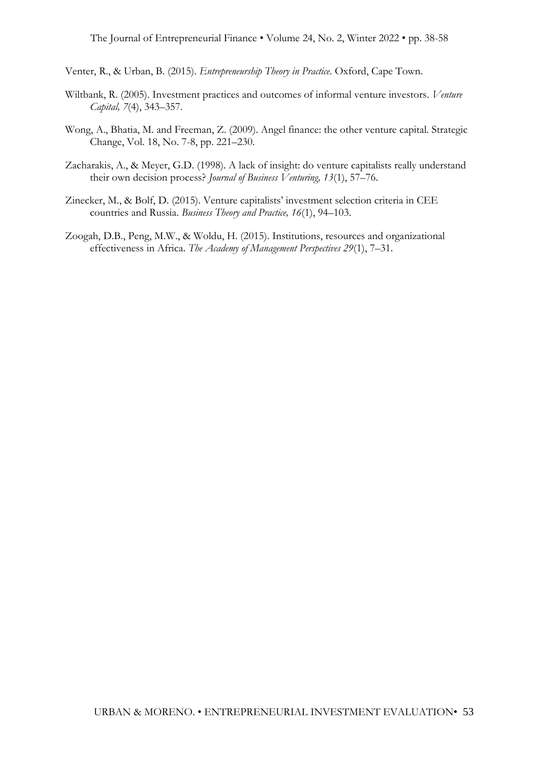Venter, R., & Urban, B. (2015). *Entrepreneurship Theory in Practice*. Oxford, Cape Town.

Wiltbank, R. (2005). Investment practices and outcomes of informal venture investors. *Venture Capital, 7*(4), 343–357.

Wong, A., Bhatia, M. and Freeman, Z. (2009). Angel finance: the other venture capital. Strategic Change, Vol. 18, No. 7-8, pp. 221–230.

Zacharakis, A., & Meyer, G.D. (1998). A lack of insight: do venture capitalists really understand their own decision process? *Journal of Business Venturing, 13*(1), 57–76.

Zinecker, M., & Bolf, D. (2015). Venture capitalists' investment selection criteria in CEE countries and Russia. *Business Theory and Practice, 16*(1), 94–103.

Zoogah, D.B., Peng, M.W., & Woldu, H. (2015). Institutions, resources and organizational effectiveness in Africa. *The Academy of Management Perspectives 29*(1), 7–31.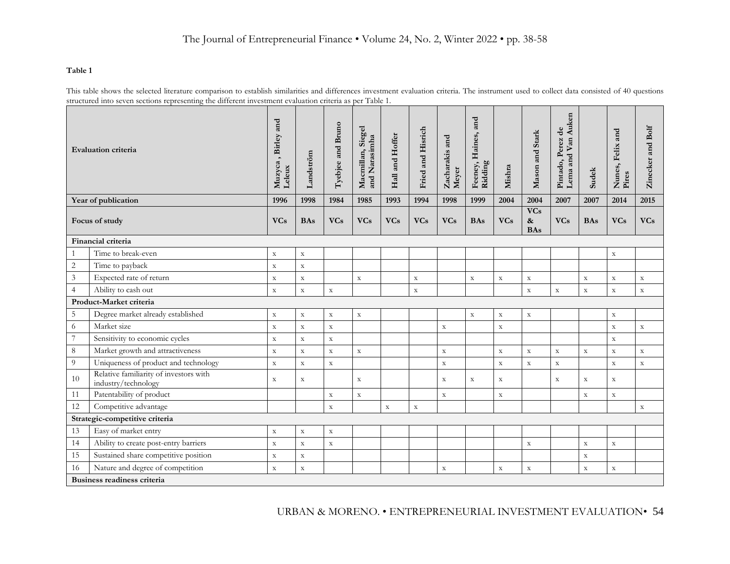**Table 1**

This table shows the selected literature comparison to establish similarities and differences investment evaluation criteria. The instrument used to collect data consisted of 40 questions structured into seven sections representing the different investment evaluation criteria as per Table 1.

| | Evaluation criteria | Muzyca , Birley and Leleux | Landström | Tyebjee and Bruno | Macmillan, Siegel and Narasimha | Hall and Hoffer | Fried and Hisrich | Zacharakis and Meyer | Feeney, Haines, and Ridding | Mishra | Mason and Stark | Pintado, Perez de Lema and Van Auken | Sudek | Nunes, Felix and Pires | Zinecker and Bolf |
|---|---|---|---|---|---|---|---|---|---|---|---|---|---|---|---|
| | **Year of publication** | **1996** | **1998** | **1984** | **1985** | **1993** | **1994** | **1998** | **1999** | **2004** | **2004** | **2007** | **2007** | **2014** | **2015** |
| | **Focus of study** | **VCs** | **BAs** | **VCs** | **VCs** | **VCs** | **VCs** | **VCs** | **BAs** | **VCs** | **VCs & BAs** | **VCs** | **BAs** | **VCs** | **VCs** |
| | **Financial criteria** | | | | | | | | | | | | | | |
| 1 | Time to break-even | x | x | | | | | | | | | | | x | |
| 2 | Time to payback | x | x | | | | | | | | | | | | |
| 3 | Expected rate of return | x | x | | x | | x | | x | x | x | | x | x | x |
| 4 | Ability to cash out | x | x | x | | | x | | | | x | x | x | x | x |
| | **Product-Market criteria** | | | | | | | | | | | | | | |
| 5 | Degree market already established | x | x | x | x | | | | x | x | x | | | x | |
| 6 | Market size | x | x | x | | | | x | | x | | | | x | x |
| 7 | Sensitivity to economic cycles | x | x | x | | | | | | | | | | x | |
| 8 | Market growth and attractiveness | x | x | x | x | | | x | | x | x | x | x | x | x |
| 9 | Uniqueness of product and technology | x | x | x | | | | x | | x | x | x | | x | x |
| 10 | Relative familiarity of investors with industry/technology | x | x | | x | | | x | x | x | | x | x | x | |
| 11 | Patentability of product | | | x | x | | | x | | x | | | x | x | |
| 12 | Competitive advantage | | | x | | x | x | | | | | | | | x |
| | **Strategic-competitive criteria** | | | | | | | | | | | | | | |
| 13 | Easy of market entry | x | x | x | | | | | | | | | | | |
| 14 | Ability to create post-entry barriers | x | x | x | | | | | | | x | | x | x | |
| 15 | Sustained share competitive position | x | x | | | | | | | | | | x | | |
| 16 | Nature and degree of competition | x | x | | | | | x | | x | x | | x | x | |
| | **Business readiness criteria** | | | | | | | | | | | | | | |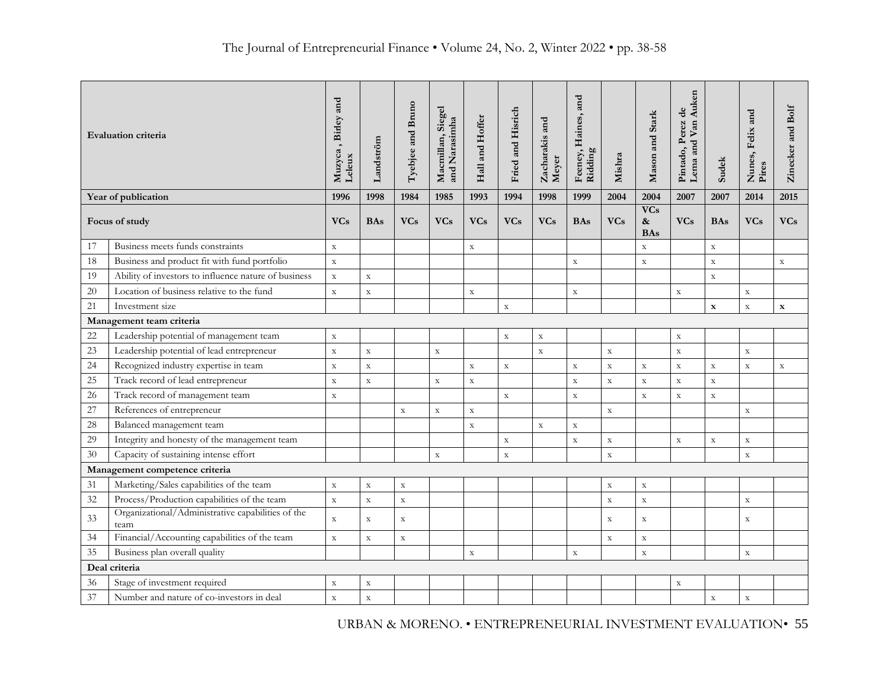| Evaluation criteria | | Muzyca , Birley and Leleux | Landström | Tyebjee and Bruno | Macmillan, Siegel and Narasimha | Hall and Hoffer | Fried and Hisrich | Zacharakis and Meyer | Feeney, Haines, and Ridding | Mishra | Mason and Stark | Pintado, Perez de Lema and Van Auken | Sudek | Nunes, Felix and Pires | Zinecker and Bolf |
|---|---|---|---|---|---|---|---|---|---|---|---|---|---|---|---|
| **Year of publication** | | **1996** | **1998** | **1984** | **1985** | **1993** | **1994** | **1998** | **1999** | **2004** | **2004** | **2007** | **2007** | **2014** | **2015** |
| **Focus of study** | | **VCs** | **BAs** | **VCs** | **VCs** | **VCs** | **VCs** | **VCs** | **BAs** | **VCs** | **VCs & BAs** | **VCs** | **BAs** | **VCs** | **VCs** |
| 17 | Business meets funds constraints | x | | | | x | | | | | x | | x | | |
| 18 | Business and product fit with fund portfolio | x | | | | | | | x | | x | | x | | x |
| 19 | Ability of investors to influence nature of business | x | x | | | | | | | | | | x | | |
| 20 | Location of business relative to the fund | x | x | | | x | | | x | | | x | | x | |
| 21 | Investment size | | | | | | x | | | | | | **x** | x | **x** |
| **Management team criteria** | | | | | | | | | | | | | | | |
| 22 | Leadership potential of management team | x | | | | | x | x | | | | x | | | |
| 23 | Leadership potential of lead entrepreneur | x | x | | x | | | x | | x | | x | | x | |
| 24 | Recognized industry expertise in team | x | x | | | x | x | | x | x | x | x | x | x | x |
| 25 | Track record of lead entrepreneur | x | x | | x | x | | | x | x | x | x | x | | |
| 26 | Track record of management team | x | | | | | x | | x | | x | x | x | | |
| 27 | References of entrepreneur | | | x | x | x | | | | x | | | | x | |
| 28 | Balanced management team | | | | | x | | x | x | | | | | | |
| 29 | Integrity and honesty of the management team | | | | | | x | | x | x | | x | x | x | |
| 30 | Capacity of sustaining intense effort | | | | x | | x | | | x | | | | x | |
| **Management competence criteria** | | | | | | | | | | | | | | | |
| 31 | Marketing/Sales capabilities of the team | x | x | x | | | | | | x | x | | | | |
| 32 | Process/Production capabilities of the team | x | x | x | | | | | | x | x | | | x | |
| 33 | Organizational/Administrative capabilities of the team | x | x | x | | | | | | x | x | | | x | |
| 34 | Financial/Accounting capabilities of the team | x | x | x | | | | | | x | x | | | | |
| 35 | Business plan overall quality | | | | | x | | | x | | x | | | x | |
| **Deal criteria** | | | | | | | | | | | | | | | |
| 36 | Stage of investment required | x | x | | | | | | | | | x | | | |
| 37 | Number and nature of co-investors in deal | x | x | | | | | | | | | | x | x | |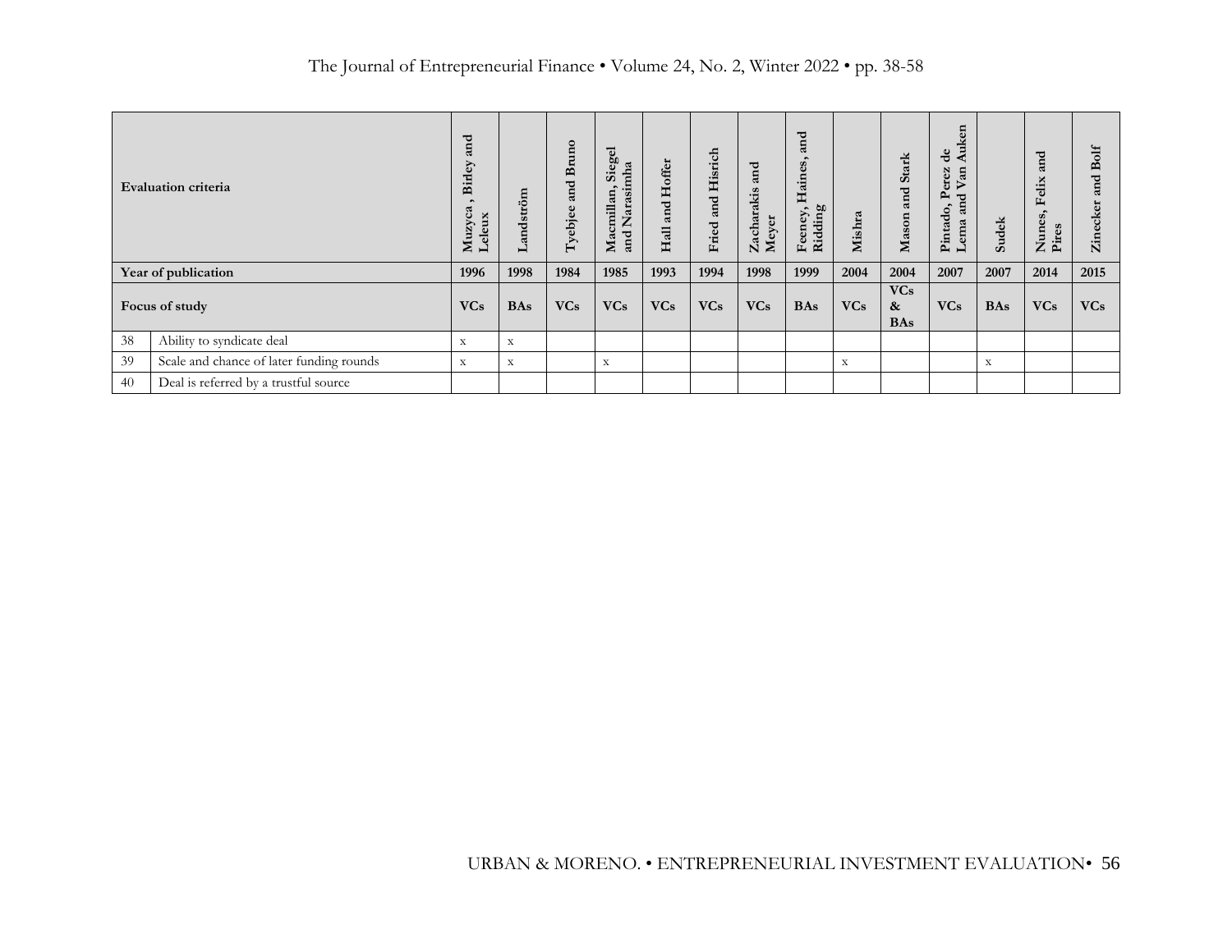| | Evaluation criteria | Muzyca , Birley and Leleux | Landström | Tyebjee and Bruno | Macmillan, Siegel and Narasimha | Hall and Hoffer | Fried and Hisrich | Zacharakis and Meyer | Feeney, Haines, and Ridding | Mishra | Mason and Stark | Pintado, Perez de Lema and Van Auken | Sudek | Nunes, Felix and Pires | Zinecker and Bolf |
|---|---|---|---|---|---|---|---|---|---|---|---|---|---|---|---|
| | **Year of publication** | **1996** | **1998** | **1984** | **1985** | **1993** | **1994** | **1998** | **1999** | **2004** | **2004** | **2007** | **2007** | **2014** | **2015** |
| | **Focus of study** | **VCs** | **BAs** | **VCs** | **VCs** | **VCs** | **VCs** | **VCs** | **BAs** | **VCs** | **VCs & BAs** | **VCs** | **BAs** | **VCs** | **VCs** |
| 38 | Ability to syndicate deal | x | x | | | | | | | | | | | | |
| 39 | Scale and chance of later funding rounds | x | x | | x | | | | | x | | | x | | |
| 40 | Deal is referred by a trustful source | | | | | | | | | | | | | | |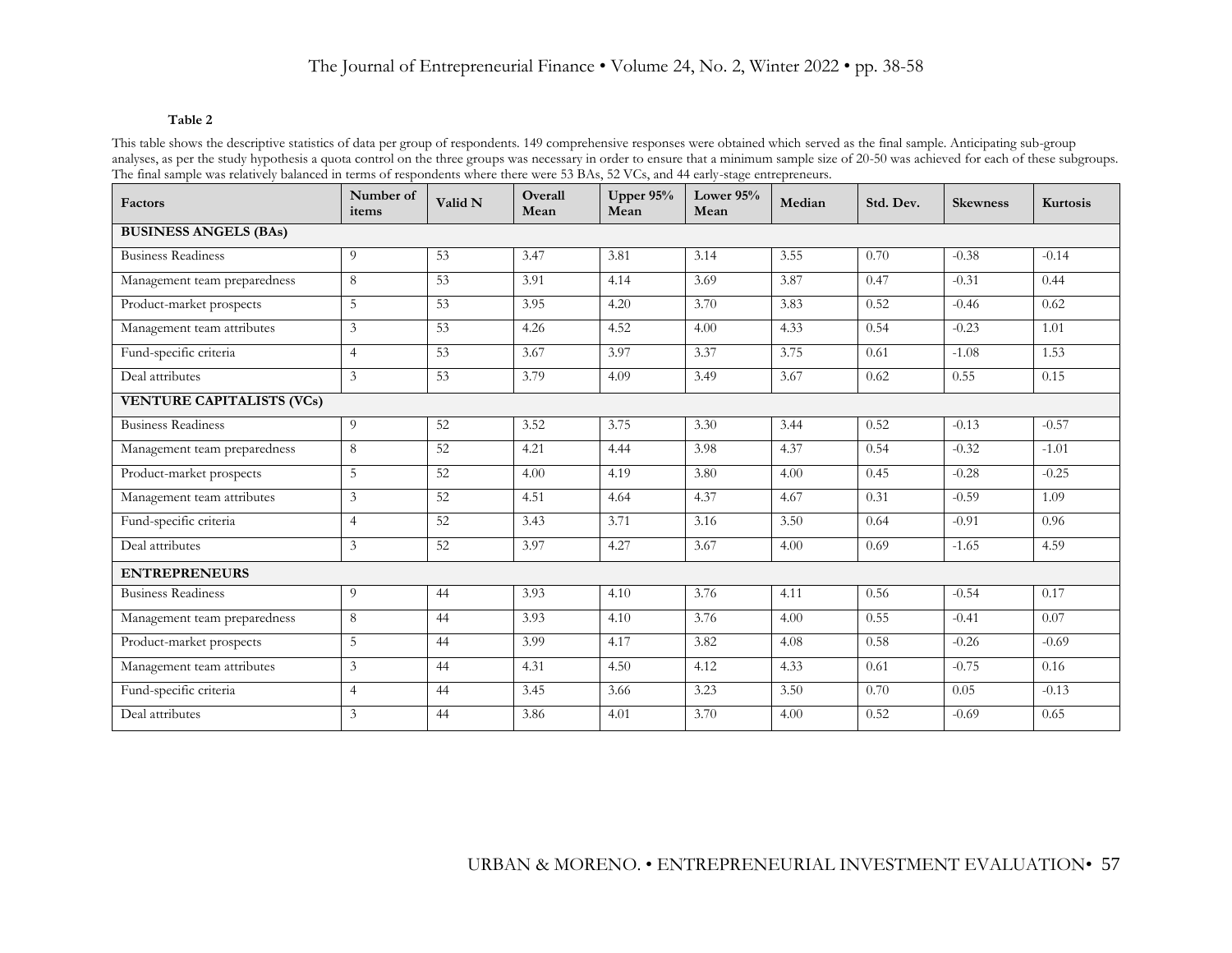**Table 2**

This table shows the descriptive statistics of data per group of respondents. 149 comprehensive responses were obtained which served as the final sample. Anticipating sub-group analyses, as per the study hypothesis a quota control on the three groups was necessary in order to ensure that a minimum sample size of 20-50 was achieved for each of these subgroups. The final sample was relatively balanced in terms of respondents where there were 53 BAs, 52 VCs, and 44 early-stage entrepreneurs.

| Factors | Number of items | Valid N | Overall Mean | Upper 95% Mean | Lower 95% Mean | Median | Std. Dev. | Skewness | Kurtosis |
|---|---|---|---|---|---|---|---|---|---|
| **BUSINESS ANGELS (BAs)** | | | | | | | | | |
| Business Readiness | 9 | 53 | 3.47 | 3.81 | 3.14 | 3.55 | 0.70 | -0.38 | -0.14 |
| Management team preparedness | 8 | 53 | 3.91 | 4.14 | 3.69 | 3.87 | 0.47 | -0.31 | 0.44 |
| Product-market prospects | 5 | 53 | 3.95 | 4.20 | 3.70 | 3.83 | 0.52 | -0.46 | 0.62 |
| Management team attributes | 3 | 53 | 4.26 | 4.52 | 4.00 | 4.33 | 0.54 | -0.23 | 1.01 |
| Fund-specific criteria | 4 | 53 | 3.67 | 3.97 | 3.37 | 3.75 | 0.61 | -1.08 | 1.53 |
| Deal attributes | 3 | 53 | 3.79 | 4.09 | 3.49 | 3.67 | 0.62 | 0.55 | 0.15 |
| **VENTURE CAPITALISTS (VCs)** | | | | | | | | | |
| Business Readiness | 9 | 52 | 3.52 | 3.75 | 3.30 | 3.44 | 0.52 | -0.13 | -0.57 |
| Management team preparedness | 8 | 52 | 4.21 | 4.44 | 3.98 | 4.37 | 0.54 | -0.32 | -1.01 |
| Product-market prospects | 5 | 52 | 4.00 | 4.19 | 3.80 | 4.00 | 0.45 | -0.28 | -0.25 |
| Management team attributes | 3 | 52 | 4.51 | 4.64 | 4.37 | 4.67 | 0.31 | -0.59 | 1.09 |
| Fund-specific criteria | 4 | 52 | 3.43 | 3.71 | 3.16 | 3.50 | 0.64 | -0.91 | 0.96 |
| Deal attributes | 3 | 52 | 3.97 | 4.27 | 3.67 | 4.00 | 0.69 | -1.65 | 4.59 |
| **ENTREPRENEURS** | | | | | | | | | |
| Business Readiness | 9 | 44 | 3.93 | 4.10 | 3.76 | 4.11 | 0.56 | -0.54 | 0.17 |
| Management team preparedness | 8 | 44 | 3.93 | 4.10 | 3.76 | 4.00 | 0.55 | -0.41 | 0.07 |
| Product-market prospects | 5 | 44 | 3.99 | 4.17 | 3.82 | 4.08 | 0.58 | -0.26 | -0.69 |
| Management team attributes | 3 | 44 | 4.31 | 4.50 | 4.12 | 4.33 | 0.61 | -0.75 | 0.16 |
| Fund-specific criteria | 4 | 44 | 3.45 | 3.66 | 3.23 | 3.50 | 0.70 | 0.05 | -0.13 |
| Deal attributes | 3 | 44 | 3.86 | 4.01 | 3.70 | 4.00 | 0.52 | -0.69 | 0.65 |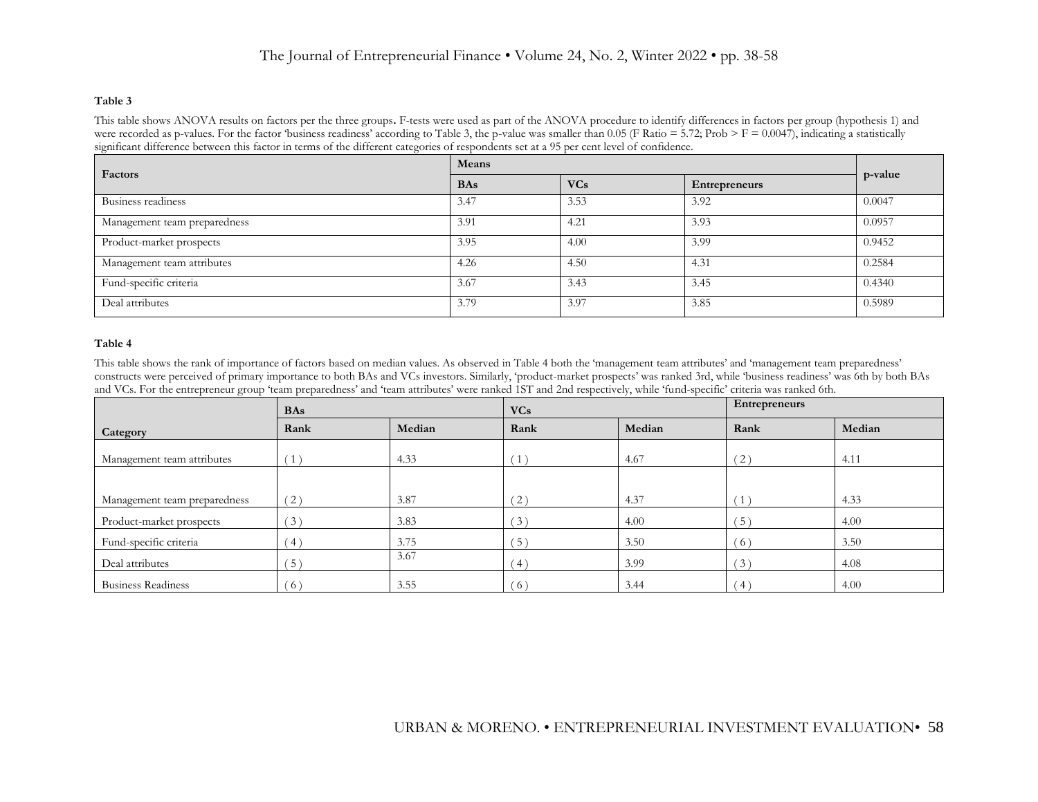**Table 3**

This table shows ANOVA results on factors per the three groups**.** F-tests were used as part of the ANOVA procedure to identify differences in factors per group (hypothesis 1) and were recorded as p-values. For the factor 'business readiness' according to Table 3, the p-value was smaller than 0.05 (F Ratio = 5.72; Prob > F = 0.0047), indicating a statistically significant difference between this factor in terms of the different categories of respondents set at a 95 per cent level of confidence.

| Factors | Means | | | p-value |
|---|---|---|---|---|
| | BAs | VCs | Entrepreneurs | |
| Business readiness | 3.47 | 3.53 | 3.92 | 0.0047 |
| Management team preparedness | 3.91 | 4.21 | 3.93 | 0.0957 |
| Product-market prospects | 3.95 | 4.00 | 3.99 | 0.9452 |
| Management team attributes | 4.26 | 4.50 | 4.31 | 0.2584 |
| Fund-specific criteria | 3.67 | 3.43 | 3.45 | 0.4340 |
| Deal attributes | 3.79 | 3.97 | 3.85 | 0.5989 |

**Table 4**

This table shows the rank of importance of factors based on median values. As observed in Table 4 both the 'management team attributes' and 'management team preparedness' constructs were perceived of primary importance to both BAs and VCs investors. Similarly, 'product-market prospects' was ranked 3rd, while 'business readiness' was 6th by both BAs and VCs. For the entrepreneur group 'team preparedness' and 'team attributes' were ranked 1ST and 2nd respectively, while 'fund-specific' criteria was ranked 6th.

| | BAs | | VCs | | Entrepreneurs | |
|---|---|---|---|---|---|---|
| Category | Rank | Median | Rank | Median | Rank | Median |
| Management team attributes | ( 1 ) | 4.33 | ( 1 ) | 4.67 | ( 2 ) | 4.11 |
| Management team preparedness | ( 2 ) | 3.87 | ( 2 ) | 4.37 | ( 1 ) | 4.33 |
| Product-market prospects | ( 3 ) | 3.83 | ( 3 ) | 4.00 | ( 5 ) | 4.00 |
| Fund-specific criteria | ( 4 ) | 3.75 | ( 5 ) | 3.50 | ( 6 ) | 3.50 |
| Deal attributes | ( 5 ) | 3.67 | ( 4 ) | 3.99 | ( 3 ) | 4.08 |
| Business Readiness | ( 6 ) | 3.55 | ( 6 ) | 3.44 | ( 4 ) | 4.00 |